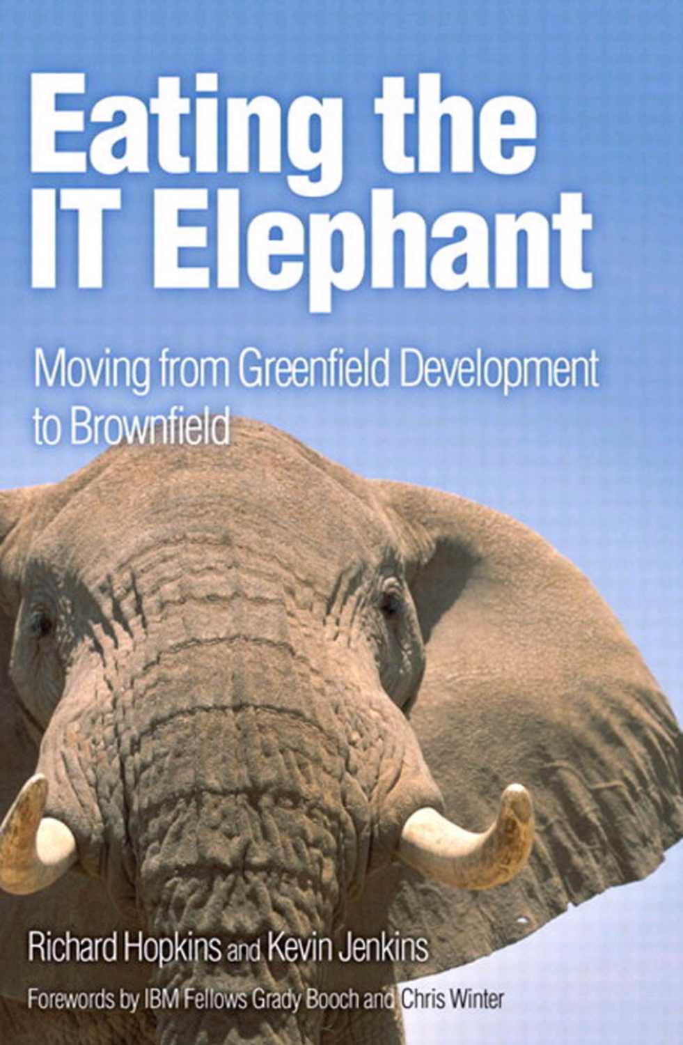# Eating the IT Elephant

## Moving from Greenfield Development to Brownfield

Richard Hopkins and Kevin Jenkins

Forewords by IBM Fellows Grady Booch and Chris Winter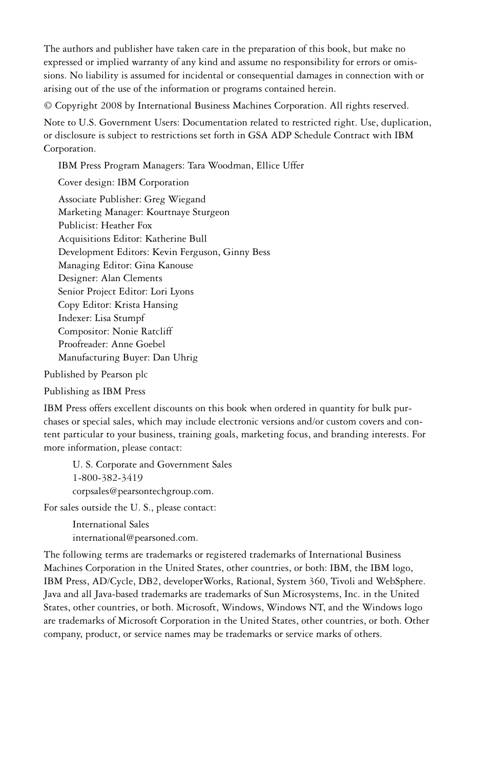The authors and publisher have taken care in the preparation of this book, but make no expressed or implied warranty of any kind and assume no responsibility for errors or omissions. No liability is assumed for incidental or consequential damages in connection with or arising out of the use of the information or programs contained herein.

© Copyright 2008 by International Business Machines Corporation. All rights reserved.

Note to U.S. Government Users: Documentation related to restricted right. Use, duplication, or disclosure is subject to restrictions set forth in GSA ADP Schedule Contract with IBM Corporation.

IBM Press Program Managers: Tara Woodman, Ellice Uffer

Cover design: IBM Corporation

Associate Publisher: Greg Wiegand
Marketing Manager: Kourtnaye Sturgeon
Publicist: Heather Fox
Acquisitions Editor: Katherine Bull
Development Editors: Kevin Ferguson, Ginny Bess
Managing Editor: Gina Kanouse
Designer: Alan Clements
Senior Project Editor: Lori Lyons
Copy Editor: Krista Hansing
Indexer: Lisa Stumpf
Compositor: Nonie Ratcliff
Proofreader: Anne Goebel
Manufacturing Buyer: Dan Uhrig

Published by Pearson plc

Publishing as IBM Press

IBM Press offers excellent discounts on this book when ordered in quantity for bulk purchases or special sales, which may include electronic versions and/or custom covers and content particular to your business, training goals, marketing focus, and branding interests. For more information, please contact:

U. S. Corporate and Government Sales
1-800-382-3419
corpsales@pearsontechgroup.com.

For sales outside the U. S., please contact:

International Sales
international@pearsoned.com.

The following terms are trademarks or registered trademarks of International Business Machines Corporation in the United States, other countries, or both: IBM, the IBM logo, IBM Press, AD/Cycle, DB2, developerWorks, Rational, System 360, Tivoli and WebSphere. Java and all Java-based trademarks are trademarks of Sun Microsystems, Inc. in the United States, other countries, or both. Microsoft, Windows, Windows NT, and the Windows logo are trademarks of Microsoft Corporation in the United States, other countries, or both. Other company, product, or service names may be trademarks or service marks of others.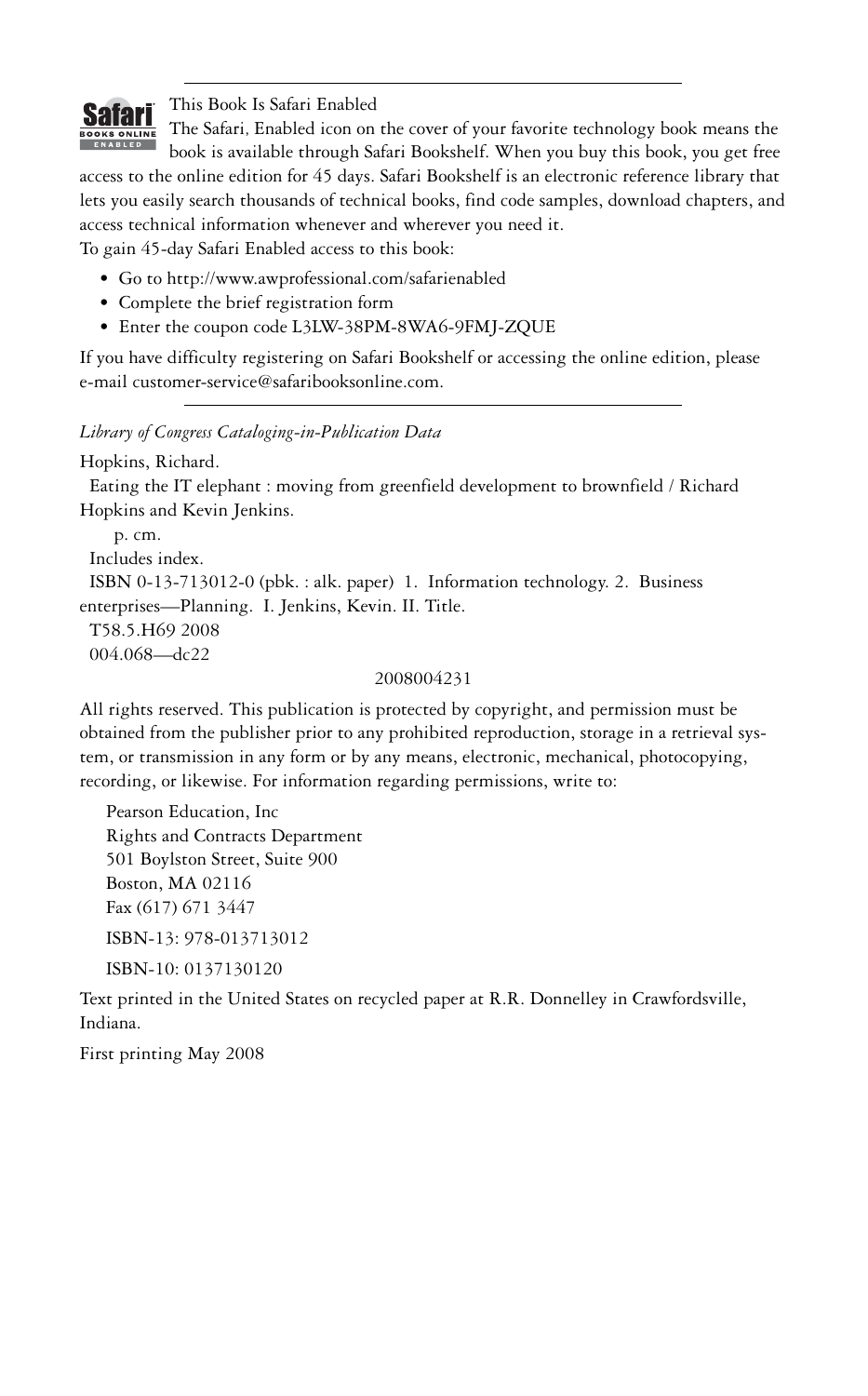---

This Book Is Safari Enabled

The Safari, Enabled icon on the cover of your favorite technology book means the book is available through Safari Bookshelf. When you buy this book, you get free access to the online edition for 45 days. Safari Bookshelf is an electronic reference library that lets you easily search thousands of technical books, find code samples, download chapters, and access technical information whenever and wherever you need it.

To gain 45-day Safari Enabled access to this book:

- Go to http://www.awprofessional.com/safarienabled
- Complete the brief registration form
- Enter the coupon code L3LW-38PM-8WA6-9FMJ-ZQUE

If you have difficulty registering on Safari Bookshelf or accessing the online edition, please e-mail customer-service@safaribooksonline.com.

---

*Library of Congress Cataloging-in-Publication Data*

Hopkins, Richard.

Eating the IT elephant : moving from greenfield development to brownfield / Richard Hopkins and Kevin Jenkins.

p. cm.

Includes index.

ISBN 0-13-713012-0 (pbk. : alk. paper) 1. Information technology. 2. Business enterprises—Planning. I. Jenkins, Kevin. II. Title.

T58.5.H69 2008

004.068—dc22

2008004231

All rights reserved. This publication is protected by copyright, and permission must be obtained from the publisher prior to any prohibited reproduction, storage in a retrieval system, or transmission in any form or by any means, electronic, mechanical, photocopying, recording, or likewise. For information regarding permissions, write to:

Pearson Education, Inc
Rights and Contracts Department
501 Boylston Street, Suite 900
Boston, MA 02116
Fax (617) 671 3447

ISBN-13: 978-013713012

ISBN-10: 0137130120

Text printed in the United States on recycled paper at R.R. Donnelley in Crawfordsville, Indiana.

First printing May 2008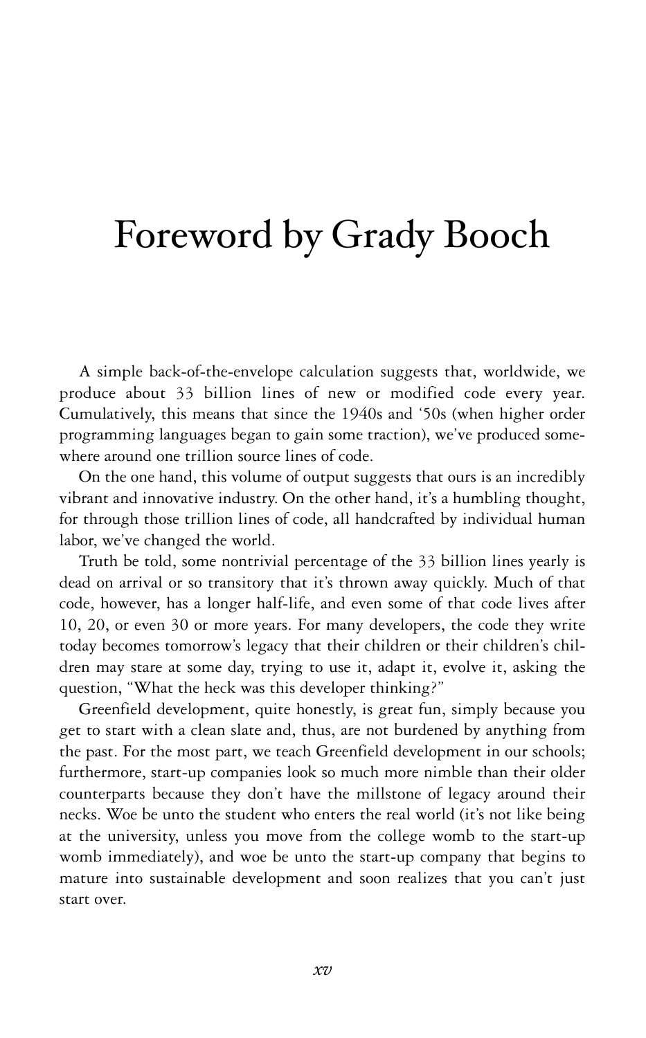# Foreword by Grady Booch

A simple back-of-the-envelope calculation suggests that, worldwide, we produce about 33 billion lines of new or modified code every year. Cumulatively, this means that since the 1940s and '50s (when higher order programming languages began to gain some traction), we've produced somewhere around one trillion source lines of code.

On the one hand, this volume of output suggests that ours is an incredibly vibrant and innovative industry. On the other hand, it's a humbling thought, for through those trillion lines of code, all handcrafted by individual human labor, we've changed the world.

Truth be told, some nontrivial percentage of the 33 billion lines yearly is dead on arrival or so transitory that it's thrown away quickly. Much of that code, however, has a longer half-life, and even some of that code lives after 10, 20, or even 30 or more years. For many developers, the code they write today becomes tomorrow's legacy that their children or their children's children may stare at some day, trying to use it, adapt it, evolve it, asking the question, "What the heck was this developer thinking?"

Greenfield development, quite honestly, is great fun, simply because you get to start with a clean slate and, thus, are not burdened by anything from the past. For the most part, we teach Greenfield development in our schools; furthermore, start-up companies look so much more nimble than their older counterparts because they don't have the millstone of legacy around their necks. Woe be unto the student who enters the real world (it's not like being at the university, unless you move from the college womb to the start-up womb immediately), and woe be unto the start-up company that begins to mature into sustainable development and soon realizes that you can't just start over.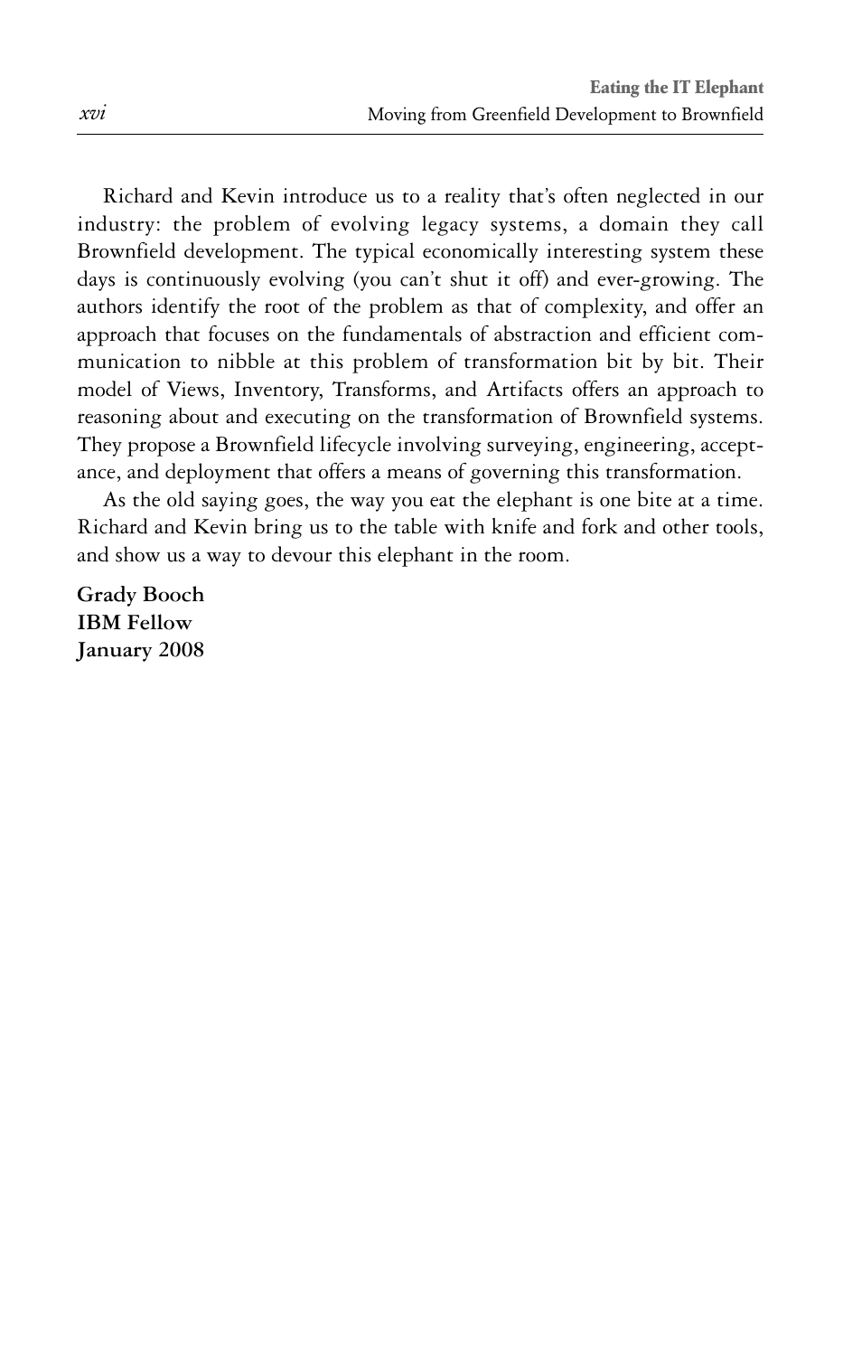Richard and Kevin introduce us to a reality that's often neglected in our industry: the problem of evolving legacy systems, a domain they call Brownfield development. The typical economically interesting system these days is continuously evolving (you can't shut it off) and ever-growing. The authors identify the root of the problem as that of complexity, and offer an approach that focuses on the fundamentals of abstraction and efficient communication to nibble at this problem of transformation bit by bit. Their model of Views, Inventory, Transforms, and Artifacts offers an approach to reasoning about and executing on the transformation of Brownfield systems. They propose a Brownfield lifecycle involving surveying, engineering, acceptance, and deployment that offers a means of governing this transformation.

As the old saying goes, the way you eat the elephant is one bite at a time. Richard and Kevin bring us to the table with knife and fork and other tools, and show us a way to devour this elephant in the room.

**Grady Booch**
**IBM Fellow**
**January 2008**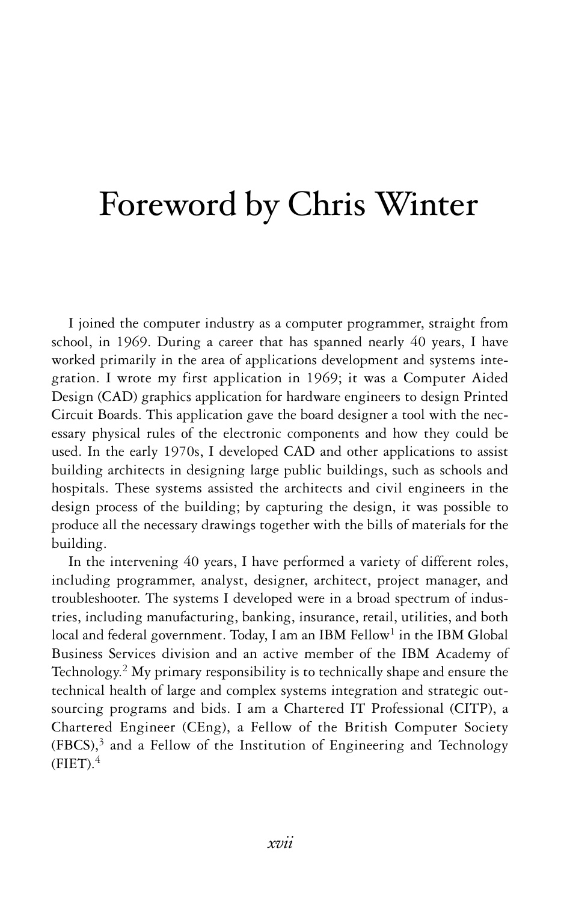# Foreword by Chris Winter

I joined the computer industry as a computer programmer, straight from school, in 1969. During a career that has spanned nearly 40 years, I have worked primarily in the area of applications development and systems integration. I wrote my first application in 1969; it was a Computer Aided Design (CAD) graphics application for hardware engineers to design Printed Circuit Boards. This application gave the board designer a tool with the necessary physical rules of the electronic components and how they could be used. In the early 1970s, I developed CAD and other applications to assist building architects in designing large public buildings, such as schools and hospitals. These systems assisted the architects and civil engineers in the design process of the building; by capturing the design, it was possible to produce all the necessary drawings together with the bills of materials for the building.

In the intervening 40 years, I have performed a variety of different roles, including programmer, analyst, designer, architect, project manager, and troubleshooter. The systems I developed were in a broad spectrum of industries, including manufacturing, banking, insurance, retail, utilities, and both local and federal government. Today, I am an IBM Fellow[1] in the IBM Global Business Services division and an active member of the IBM Academy of Technology.[2] My primary responsibility is to technically shape and ensure the technical health of large and complex systems integration and strategic outsourcing programs and bids. I am a Chartered IT Professional (CITP), a Chartered Engineer (CEng), a Fellow of the British Computer Society (FBCS),[3] and a Fellow of the Institution of Engineering and Technology (FIET).[4]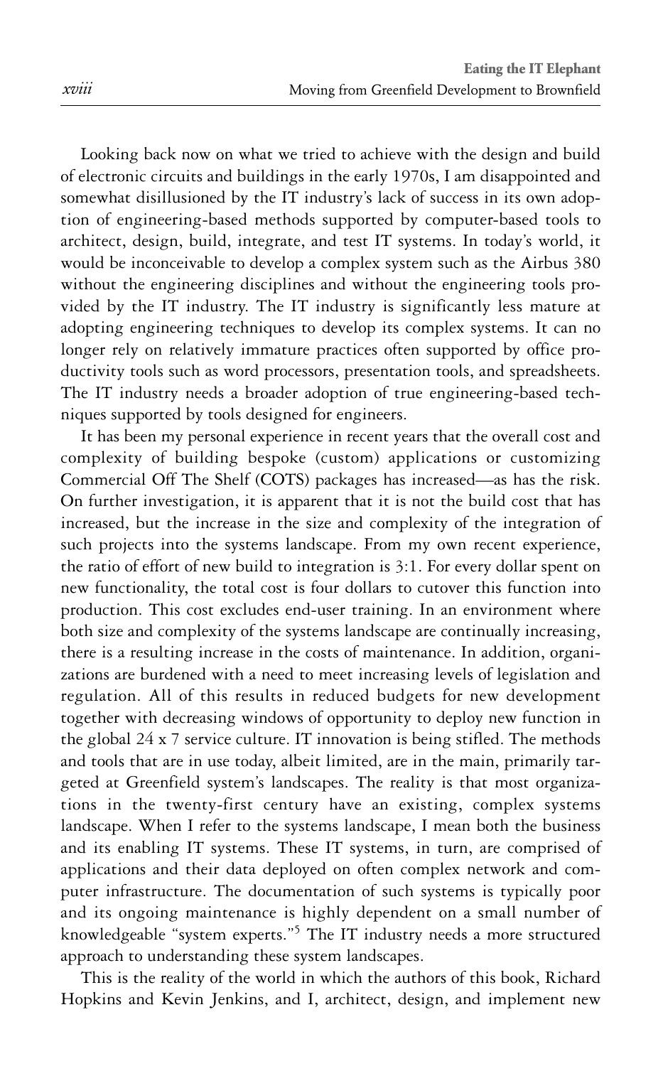Looking back now on what we tried to achieve with the design and build of electronic circuits and buildings in the early 1970s, I am disappointed and somewhat disillusioned by the IT industry's lack of success in its own adoption of engineering-based methods supported by computer-based tools to architect, design, build, integrate, and test IT systems. In today's world, it would be inconceivable to develop a complex system such as the Airbus 380 without the engineering disciplines and without the engineering tools provided by the IT industry. The IT industry is significantly less mature at adopting engineering techniques to develop its complex systems. It can no longer rely on relatively immature practices often supported by office productivity tools such as word processors, presentation tools, and spreadsheets. The IT industry needs a broader adoption of true engineering-based techniques supported by tools designed for engineers.

It has been my personal experience in recent years that the overall cost and complexity of building bespoke (custom) applications or customizing Commercial Off The Shelf (COTS) packages has increased—as has the risk. On further investigation, it is apparent that it is not the build cost that has increased, but the increase in the size and complexity of the integration of such projects into the systems landscape. From my own recent experience, the ratio of effort of new build to integration is 3:1. For every dollar spent on new functionality, the total cost is four dollars to cutover this function into production. This cost excludes end-user training. In an environment where both size and complexity of the systems landscape are continually increasing, there is a resulting increase in the costs of maintenance. In addition, organizations are burdened with a need to meet increasing levels of legislation and regulation. All of this results in reduced budgets for new development together with decreasing windows of opportunity to deploy new function in the global 24 x 7 service culture. IT innovation is being stifled. The methods and tools that are in use today, albeit limited, are in the main, primarily targeted at Greenfield system's landscapes. The reality is that most organizations in the twenty-first century have an existing, complex systems landscape. When I refer to the systems landscape, I mean both the business and its enabling IT systems. These IT systems, in turn, are comprised of applications and their data deployed on often complex network and computer infrastructure. The documentation of such systems is typically poor and its ongoing maintenance is highly dependent on a small number of knowledgeable "system experts."[5] The IT industry needs a more structured approach to understanding these system landscapes.

This is the reality of the world in which the authors of this book, Richard Hopkins and Kevin Jenkins, and I, architect, design, and implement new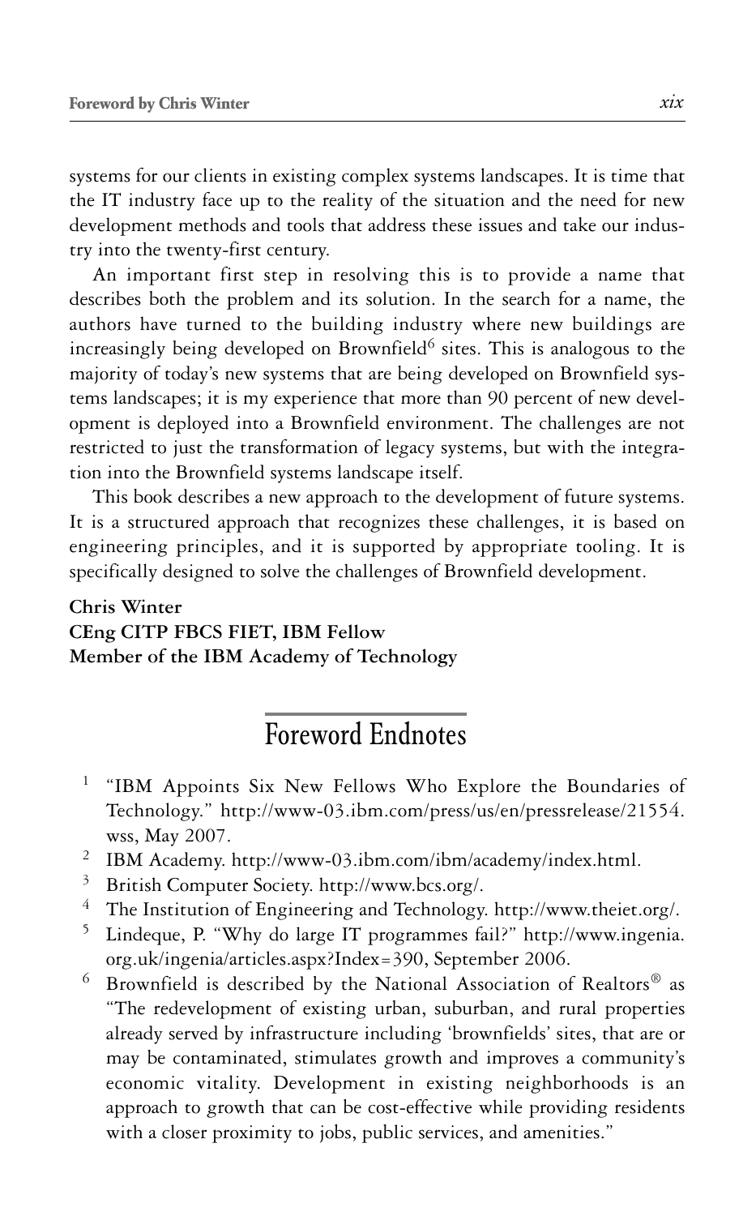systems for our clients in existing complex systems landscapes. It is time that the IT industry face up to the reality of the situation and the need for new development methods and tools that address these issues and take our industry into the twenty-first century.

An important first step in resolving this is to provide a name that describes both the problem and its solution. In the search for a name, the authors have turned to the building industry where new buildings are increasingly being developed on Brownfield[6] sites. This is analogous to the majority of today's new systems that are being developed on Brownfield systems landscapes; it is my experience that more than 90 percent of new development is deployed into a Brownfield environment. The challenges are not restricted to just the transformation of legacy systems, but with the integration into the Brownfield systems landscape itself.

This book describes a new approach to the development of future systems. It is a structured approach that recognizes these challenges, it is based on engineering principles, and it is supported by appropriate tooling. It is specifically designed to solve the challenges of Brownfield development.

**Chris Winter**
**CEng CITP FBCS FIET, IBM Fellow**
**Member of the IBM Academy of Technology**

# Foreword Endnotes

1. "IBM Appoints Six New Fellows Who Explore the Boundaries of Technology." http://www-03.ibm.com/press/us/en/pressrelease/21554.wss, May 2007.
2. IBM Academy. http://www-03.ibm.com/ibm/academy/index.html.
3. British Computer Society. http://www.bcs.org/.
4. The Institution of Engineering and Technology. http://www.theiet.org/.
5. Lindeque, P. "Why do large IT programmes fail?" http://www.ingenia.org.uk/ingenia/articles.aspx?Index=390, September 2006.
6. Brownfield is described by the National Association of Realtors® as "The redevelopment of existing urban, suburban, and rural properties already served by infrastructure including 'brownfields' sites, that are or may be contaminated, stimulates growth and improves a community's economic vitality. Development in existing neighborhoods is an approach to growth that can be cost-effective while providing residents with a closer proximity to jobs, public services, and amenities."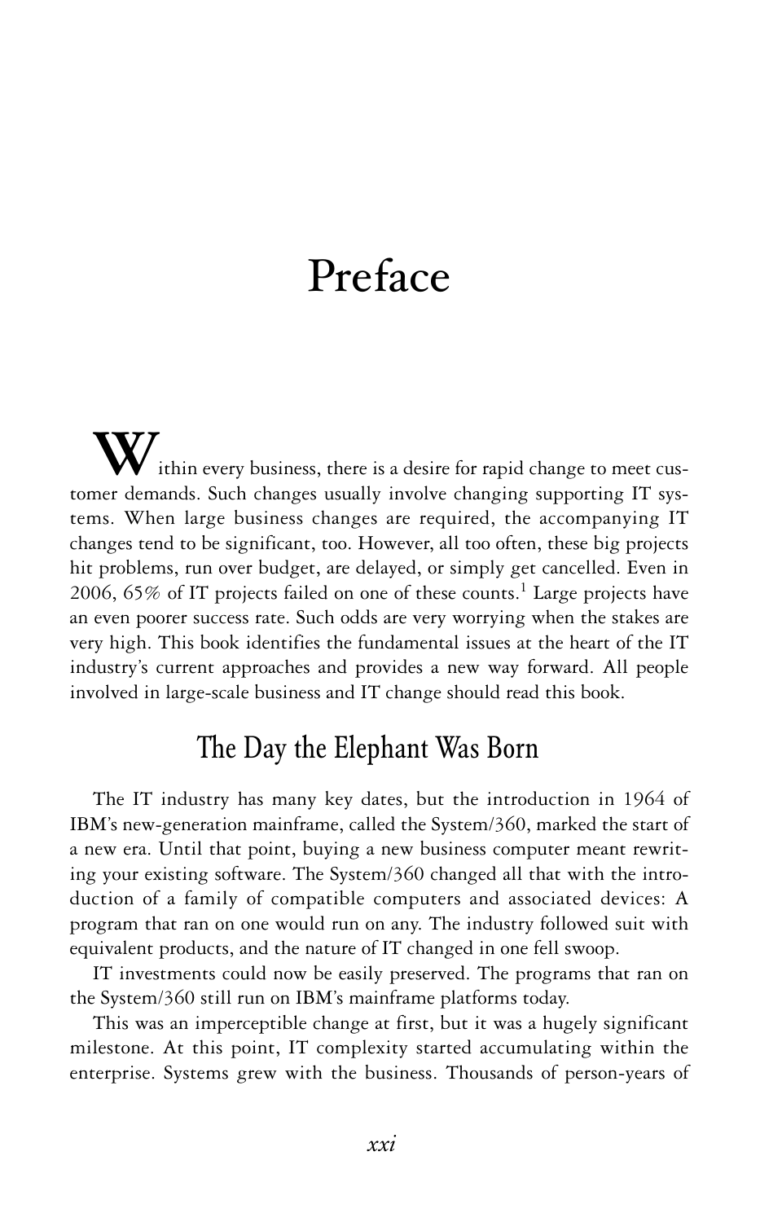# Preface

Within every business, there is a desire for rapid change to meet customer demands. Such changes usually involve changing supporting IT systems. When large business changes are required, the accompanying IT changes tend to be significant, too. However, all too often, these big projects hit problems, run over budget, are delayed, or simply get cancelled. Even in 2006, 65% of IT projects failed on one of these counts.[1] Large projects have an even poorer success rate. Such odds are very worrying when the stakes are very high. This book identifies the fundamental issues at the heart of the IT industry's current approaches and provides a new way forward. All people involved in large-scale business and IT change should read this book.

## The Day the Elephant Was Born

The IT industry has many key dates, but the introduction in 1964 of IBM's new-generation mainframe, called the System/360, marked the start of a new era. Until that point, buying a new business computer meant rewriting your existing software. The System/360 changed all that with the introduction of a family of compatible computers and associated devices: A program that ran on one would run on any. The industry followed suit with equivalent products, and the nature of IT changed in one fell swoop.

IT investments could now be easily preserved. The programs that ran on the System/360 still run on IBM's mainframe platforms today.

This was an imperceptible change at first, but it was a hugely significant milestone. At this point, IT complexity started accumulating within the enterprise. Systems grew with the business. Thousands of person-years of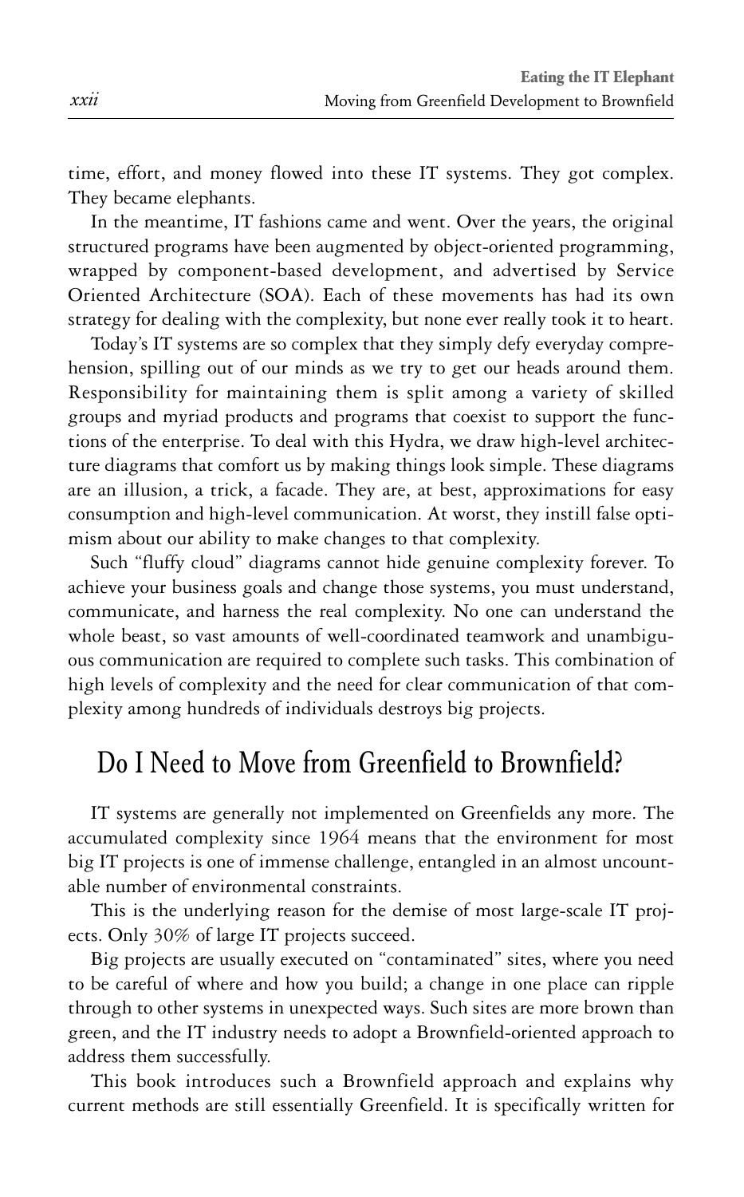time, effort, and money flowed into these IT systems. They got complex. They became elephants.

In the meantime, IT fashions came and went. Over the years, the original structured programs have been augmented by object-oriented programming, wrapped by component-based development, and advertised by Service Oriented Architecture (SOA). Each of these movements has had its own strategy for dealing with the complexity, but none ever really took it to heart.

Today's IT systems are so complex that they simply defy everyday comprehension, spilling out of our minds as we try to get our heads around them. Responsibility for maintaining them is split among a variety of skilled groups and myriad products and programs that coexist to support the functions of the enterprise. To deal with this Hydra, we draw high-level architecture diagrams that comfort us by making things look simple. These diagrams are an illusion, a trick, a facade. They are, at best, approximations for easy consumption and high-level communication. At worst, they instill false optimism about our ability to make changes to that complexity.

Such "fluffy cloud" diagrams cannot hide genuine complexity forever. To achieve your business goals and change those systems, you must understand, communicate, and harness the real complexity. No one can understand the whole beast, so vast amounts of well-coordinated teamwork and unambiguous communication are required to complete such tasks. This combination of high levels of complexity and the need for clear communication of that complexity among hundreds of individuals destroys big projects.

## Do I Need to Move from Greenfield to Brownfield?

IT systems are generally not implemented on Greenfields any more. The accumulated complexity since 1964 means that the environment for most big IT projects is one of immense challenge, entangled in an almost uncountable number of environmental constraints.

This is the underlying reason for the demise of most large-scale IT projects. Only 30% of large IT projects succeed.

Big projects are usually executed on "contaminated" sites, where you need to be careful of where and how you build; a change in one place can ripple through to other systems in unexpected ways. Such sites are more brown than green, and the IT industry needs to adopt a Brownfield-oriented approach to address them successfully.

This book introduces such a Brownfield approach and explains why current methods are still essentially Greenfield. It is specifically written for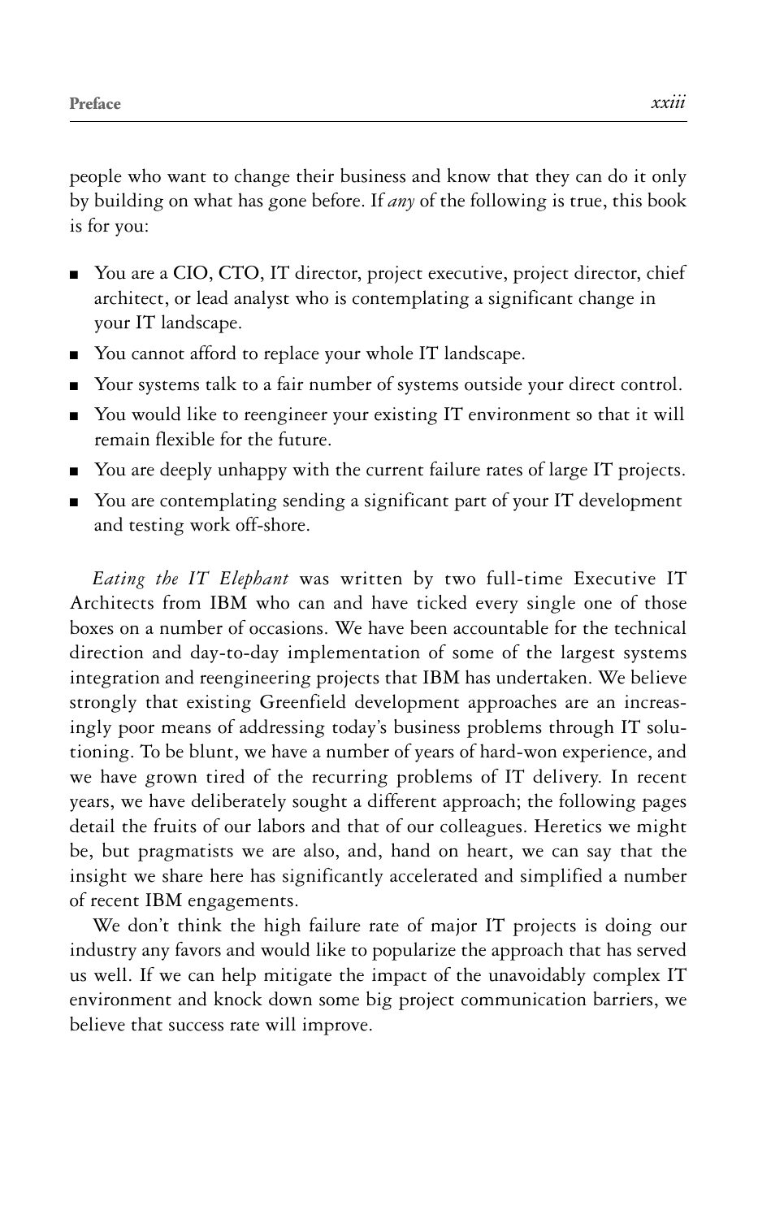people who want to change their business and know that they can do it only by building on what has gone before. If *any* of the following is true, this book is for you:

- You are a CIO, CTO, IT director, project executive, project director, chief architect, or lead analyst who is contemplating a significant change in your IT landscape.
- You cannot afford to replace your whole IT landscape.
- Your systems talk to a fair number of systems outside your direct control.
- You would like to reengineer your existing IT environment so that it will remain flexible for the future.
- You are deeply unhappy with the current failure rates of large IT projects.
- You are contemplating sending a significant part of your IT development and testing work off-shore.

*Eating the IT Elephant* was written by two full-time Executive IT Architects from IBM who can and have ticked every single one of those boxes on a number of occasions. We have been accountable for the technical direction and day-to-day implementation of some of the largest systems integration and reengineering projects that IBM has undertaken. We believe strongly that existing Greenfield development approaches are an increasingly poor means of addressing today's business problems through IT solutioning. To be blunt, we have a number of years of hard-won experience, and we have grown tired of the recurring problems of IT delivery. In recent years, we have deliberately sought a different approach; the following pages detail the fruits of our labors and that of our colleagues. Heretics we might be, but pragmatists we are also, and, hand on heart, we can say that the insight we share here has significantly accelerated and simplified a number of recent IBM engagements.

We don't think the high failure rate of major IT projects is doing our industry any favors and would like to popularize the approach that has served us well. If we can help mitigate the impact of the unavoidably complex IT environment and knock down some big project communication barriers, we believe that success rate will improve.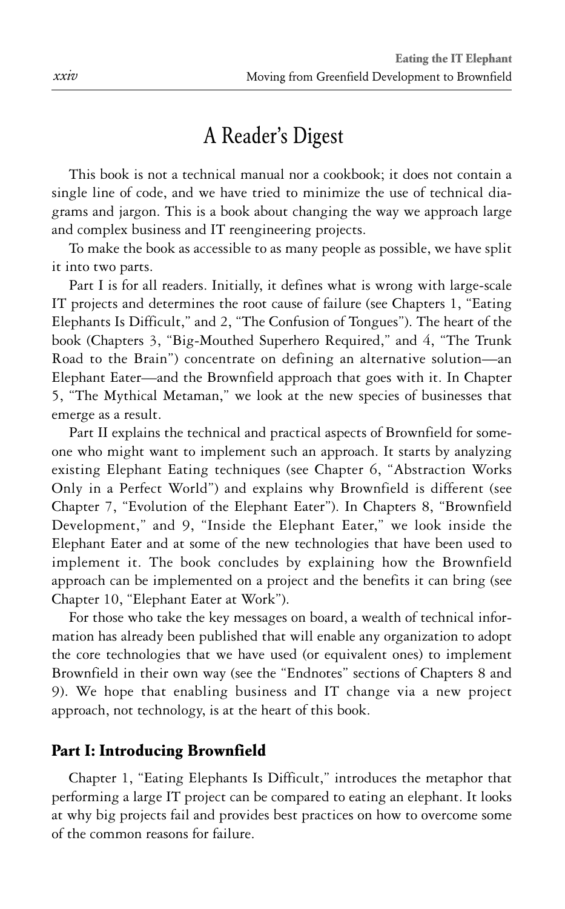# A Reader's Digest

This book is not a technical manual nor a cookbook; it does not contain a single line of code, and we have tried to minimize the use of technical diagrams and jargon. This is a book about changing the way we approach large and complex business and IT reengineering projects.

To make the book as accessible to as many people as possible, we have split it into two parts.

Part I is for all readers. Initially, it defines what is wrong with large-scale IT projects and determines the root cause of failure (see Chapters 1, "Eating Elephants Is Difficult," and 2, "The Confusion of Tongues"). The heart of the book (Chapters 3, "Big-Mouthed Superhero Required," and 4, "The Trunk Road to the Brain") concentrate on defining an alternative solution—an Elephant Eater—and the Brownfield approach that goes with it. In Chapter 5, "The Mythical Metaman," we look at the new species of businesses that emerge as a result.

Part II explains the technical and practical aspects of Brownfield for someone who might want to implement such an approach. It starts by analyzing existing Elephant Eating techniques (see Chapter 6, "Abstraction Works Only in a Perfect World") and explains why Brownfield is different (see Chapter 7, "Evolution of the Elephant Eater"). In Chapters 8, "Brownfield Development," and 9, "Inside the Elephant Eater," we look inside the Elephant Eater and at some of the new technologies that have been used to implement it. The book concludes by explaining how the Brownfield approach can be implemented on a project and the benefits it can bring (see Chapter 10, "Elephant Eater at Work").

For those who take the key messages on board, a wealth of technical information has already been published that will enable any organization to adopt the core technologies that we have used (or equivalent ones) to implement Brownfield in their own way (see the "Endnotes" sections of Chapters 8 and 9). We hope that enabling business and IT change via a new project approach, not technology, is at the heart of this book.

## Part I: Introducing Brownfield

Chapter 1, "Eating Elephants Is Difficult," introduces the metaphor that performing a large IT project can be compared to eating an elephant. It looks at why big projects fail and provides best practices on how to overcome some of the common reasons for failure.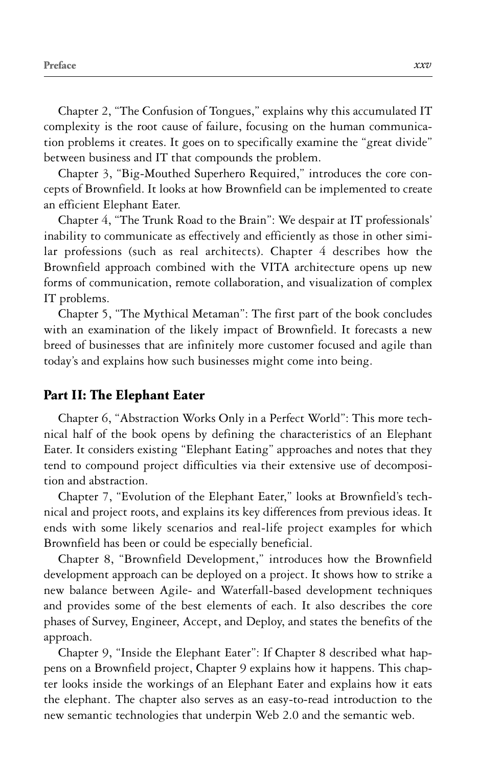Chapter 2, "The Confusion of Tongues," explains why this accumulated IT complexity is the root cause of failure, focusing on the human communication problems it creates. It goes on to specifically examine the "great divide" between business and IT that compounds the problem.

Chapter 3, "Big-Mouthed Superhero Required," introduces the core concepts of Brownfield. It looks at how Brownfield can be implemented to create an efficient Elephant Eater.

Chapter 4, "The Trunk Road to the Brain": We despair at IT professionals' inability to communicate as effectively and efficiently as those in other similar professions (such as real architects). Chapter 4 describes how the Brownfield approach combined with the VITA architecture opens up new forms of communication, remote collaboration, and visualization of complex IT problems.

Chapter 5, "The Mythical Metaman": The first part of the book concludes with an examination of the likely impact of Brownfield. It forecasts a new breed of businesses that are infinitely more customer focused and agile than today's and explains how such businesses might come into being.

## Part II: The Elephant Eater

Chapter 6, "Abstraction Works Only in a Perfect World": This more technical half of the book opens by defining the characteristics of an Elephant Eater. It considers existing "Elephant Eating" approaches and notes that they tend to compound project difficulties via their extensive use of decomposition and abstraction.

Chapter 7, "Evolution of the Elephant Eater," looks at Brownfield's technical and project roots, and explains its key differences from previous ideas. It ends with some likely scenarios and real-life project examples for which Brownfield has been or could be especially beneficial.

Chapter 8, "Brownfield Development," introduces how the Brownfield development approach can be deployed on a project. It shows how to strike a new balance between Agile- and Waterfall-based development techniques and provides some of the best elements of each. It also describes the core phases of Survey, Engineer, Accept, and Deploy, and states the benefits of the approach.

Chapter 9, "Inside the Elephant Eater": If Chapter 8 described what happens on a Brownfield project, Chapter 9 explains how it happens. This chapter looks inside the workings of an Elephant Eater and explains how it eats the elephant. The chapter also serves as an easy-to-read introduction to the new semantic technologies that underpin Web 2.0 and the semantic web.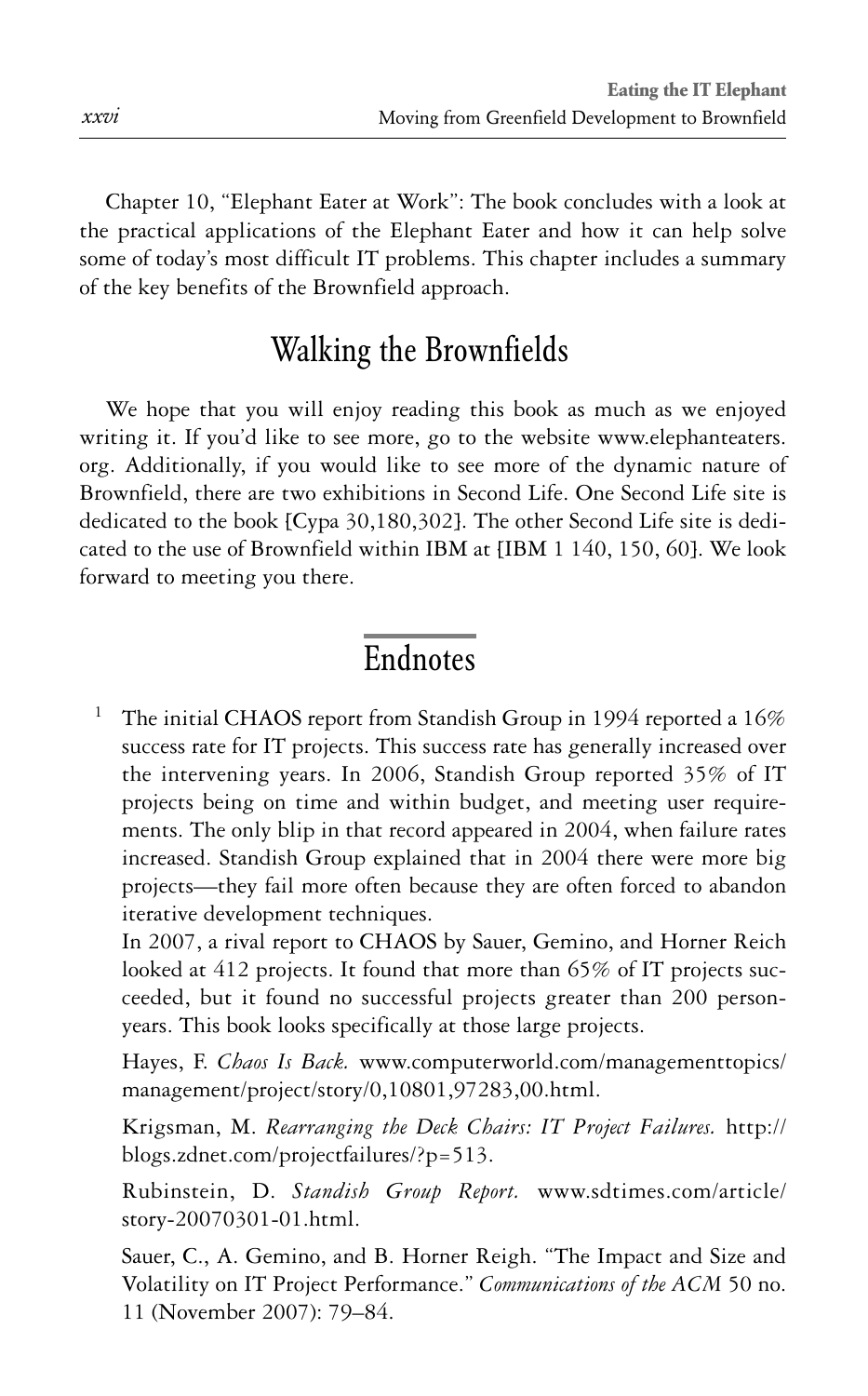Chapter 10, "Elephant Eater at Work": The book concludes with a look at the practical applications of the Elephant Eater and how it can help solve some of today's most difficult IT problems. This chapter includes a summary of the key benefits of the Brownfield approach.

## Walking the Brownfields

We hope that you will enjoy reading this book as much as we enjoyed writing it. If you'd like to see more, go to the website www.elephanteaters.org. Additionally, if you would like to see more of the dynamic nature of Brownfield, there are two exhibitions in Second Life. One Second Life site is dedicated to the book [Cypa 30,180,302]. The other Second Life site is dedicated to the use of Brownfield within IBM at [IBM 1 140, 150, 60]. We look forward to meeting you there.

## Endnotes

[1] The initial CHAOS report from Standish Group in 1994 reported a 16% success rate for IT projects. This success rate has generally increased over the intervening years. In 2006, Standish Group reported 35% of IT projects being on time and within budget, and meeting user requirements. The only blip in that record appeared in 2004, when failure rates increased. Standish Group explained that in 2004 there were more big projects—they fail more often because they are often forced to abandon iterative development techniques.

In 2007, a rival report to CHAOS by Sauer, Gemino, and Horner Reich looked at 412 projects. It found that more than 65% of IT projects succeeded, but it found no successful projects greater than 200 person-years. This book looks specifically at those large projects.

Hayes, F. *Chaos Is Back.* www.computerworld.com/managementtopics/management/project/story/0,10801,97283,00.html.

Krigsman, M. *Rearranging the Deck Chairs: IT Project Failures.* http://blogs.zdnet.com/projectfailures/?p=513.

Rubinstein, D. *Standish Group Report.* www.sdtimes.com/article/story-20070301-01.html.

Sauer, C., A. Gemino, and B. Horner Reigh. "The Impact and Size and Volatility on IT Project Performance." *Communications of the ACM* 50 no. 11 (November 2007): 79–84.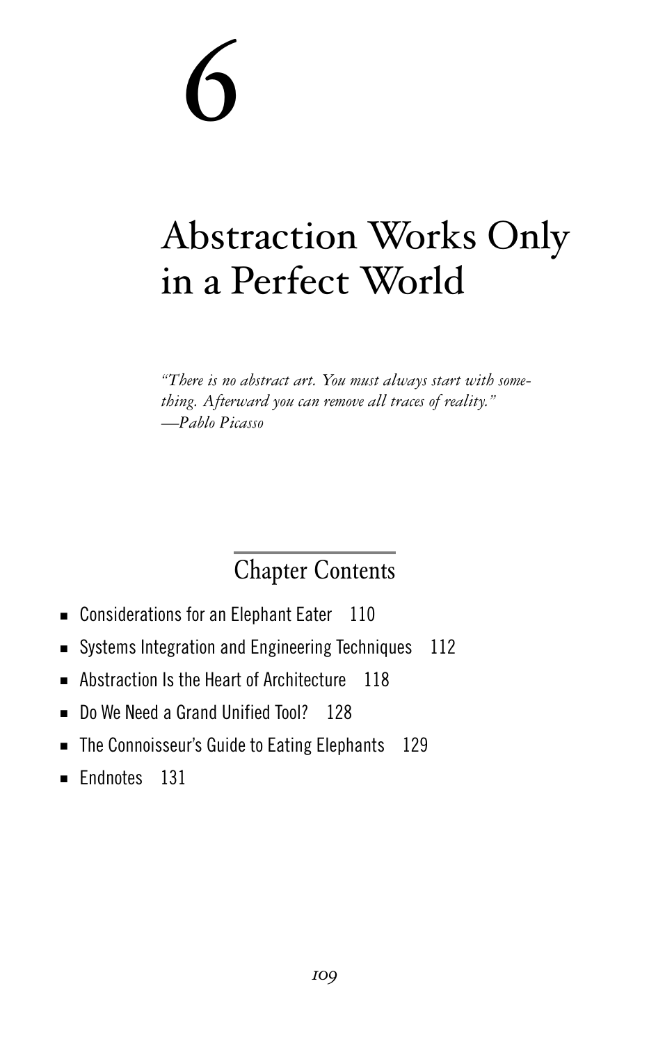# 6

# Abstraction Works Only in a Perfect World

*"There is no abstract art. You must always start with something. Afterward you can remove all traces of reality."*
*—Pablo Picasso*

## Chapter Contents

- Considerations for an Elephant Eater 110
- Systems Integration and Engineering Techniques 112
- Abstraction Is the Heart of Architecture 118
- Do We Need a Grand Unified Tool? 128
- The Connoisseur's Guide to Eating Elephants 129
- Endnotes 131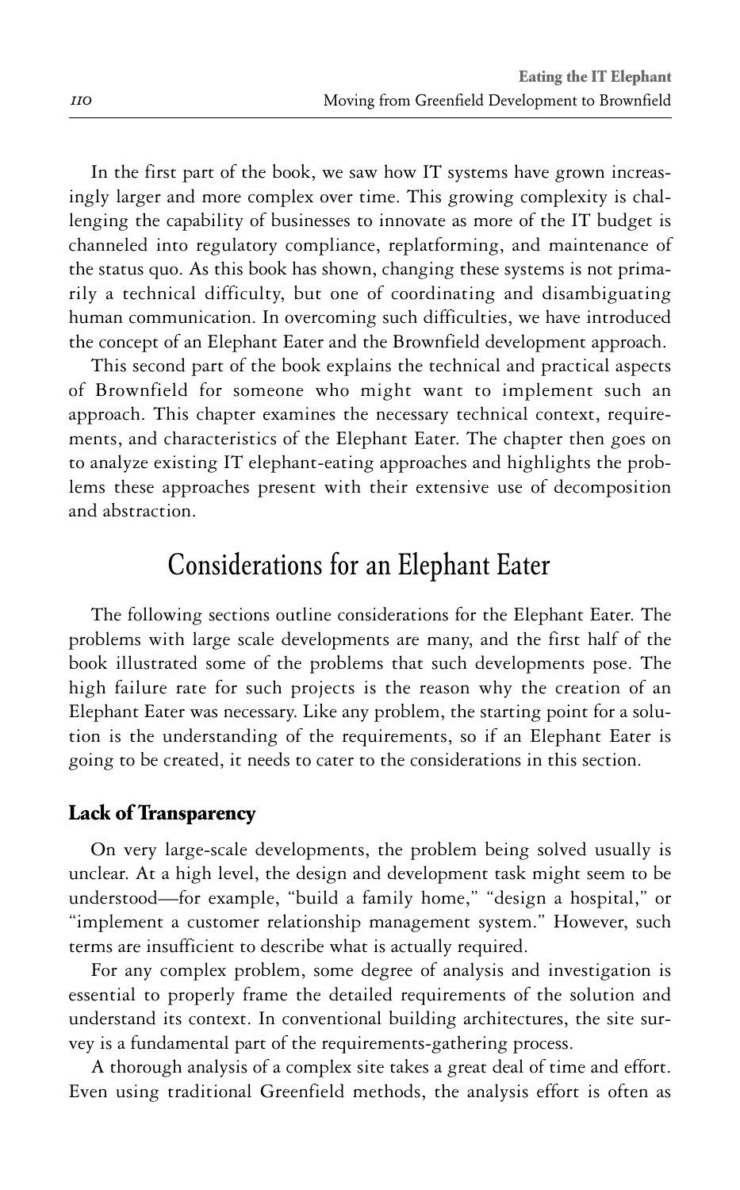In the first part of the book, we saw how IT systems have grown increasingly larger and more complex over time. This growing complexity is challenging the capability of businesses to innovate as more of the IT budget is channeled into regulatory compliance, replatforming, and maintenance of the status quo. As this book has shown, changing these systems is not primarily a technical difficulty, but one of coordinating and disambiguating human communication. In overcoming such difficulties, we have introduced the concept of an Elephant Eater and the Brownfield development approach.

This second part of the book explains the technical and practical aspects of Brownfield for someone who might want to implement such an approach. This chapter examines the necessary technical context, requirements, and characteristics of the Elephant Eater. The chapter then goes on to analyze existing IT elephant-eating approaches and highlights the problems these approaches present with their extensive use of decomposition and abstraction.

# Considerations for an Elephant Eater

The following sections outline considerations for the Elephant Eater. The problems with large scale developments are many, and the first half of the book illustrated some of the problems that such developments pose. The high failure rate for such projects is the reason why the creation of an Elephant Eater was necessary. Like any problem, the starting point for a solution is the understanding of the requirements, so if an Elephant Eater is going to be created, it needs to cater to the considerations in this section.

## Lack of Transparency

On very large-scale developments, the problem being solved usually is unclear. At a high level, the design and development task might seem to be understood—for example, "build a family home," "design a hospital," or "implement a customer relationship management system." However, such terms are insufficient to describe what is actually required.

For any complex problem, some degree of analysis and investigation is essential to properly frame the detailed requirements of the solution and understand its context. In conventional building architectures, the site survey is a fundamental part of the requirements-gathering process.

A thorough analysis of a complex site takes a great deal of time and effort. Even using traditional Greenfield methods, the analysis effort is often as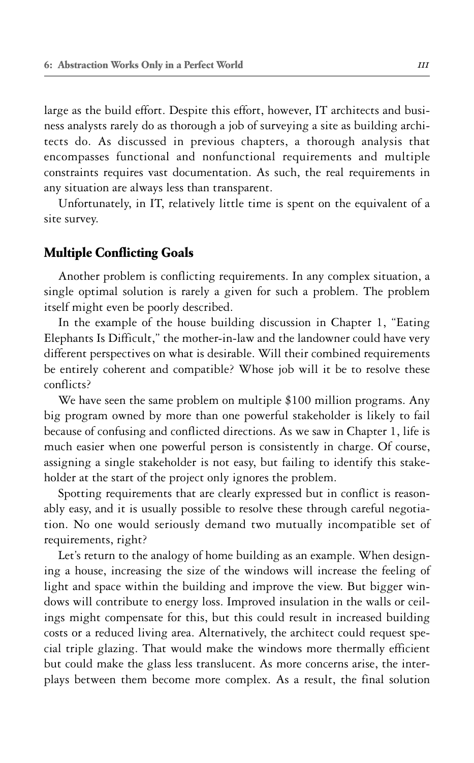large as the build effort. Despite this effort, however, IT architects and business analysts rarely do as thorough a job of surveying a site as building architects do. As discussed in previous chapters, a thorough analysis that encompasses functional and nonfunctional requirements and multiple constraints requires vast documentation. As such, the real requirements in any situation are always less than transparent.

Unfortunately, in IT, relatively little time is spent on the equivalent of a site survey.

## Multiple Conflicting Goals

Another problem is conflicting requirements. In any complex situation, a single optimal solution is rarely a given for such a problem. The problem itself might even be poorly described.

In the example of the house building discussion in Chapter 1, "Eating Elephants Is Difficult," the mother-in-law and the landowner could have very different perspectives on what is desirable. Will their combined requirements be entirely coherent and compatible? Whose job will it be to resolve these conflicts?

We have seen the same problem on multiple $100 million programs. Any big program owned by more than one powerful stakeholder is likely to fail because of confusing and conflicted directions. As we saw in Chapter 1, life is much easier when one powerful person is consistently in charge. Of course, assigning a single stakeholder is not easy, but failing to identify this stakeholder at the start of the project only ignores the problem.

Spotting requirements that are clearly expressed but in conflict is reasonably easy, and it is usually possible to resolve these through careful negotiation. No one would seriously demand two mutually incompatible set of requirements, right?

Let's return to the analogy of home building as an example. When designing a house, increasing the size of the windows will increase the feeling of light and space within the building and improve the view. But bigger windows will contribute to energy loss. Improved insulation in the walls or ceilings might compensate for this, but this could result in increased building costs or a reduced living area. Alternatively, the architect could request special triple glazing. That would make the windows more thermally efficient but could make the glass less translucent. As more concerns arise, the interplays between them become more complex. As a result, the final solution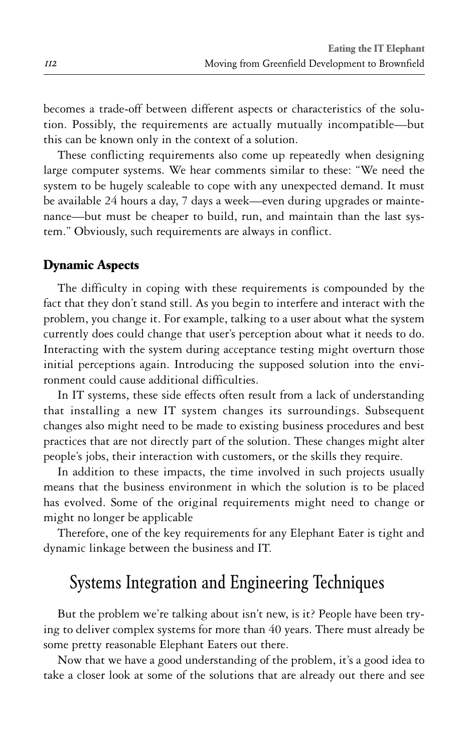becomes a trade-off between different aspects or characteristics of the solution. Possibly, the requirements are actually mutually incompatible—but this can be known only in the context of a solution.

These conflicting requirements also come up repeatedly when designing large computer systems. We hear comments similar to these: "We need the system to be hugely scaleable to cope with any unexpected demand. It must be available 24 hours a day, 7 days a week—even during upgrades or maintenance—but must be cheaper to build, run, and maintain than the last system." Obviously, such requirements are always in conflict.

### Dynamic Aspects

The difficulty in coping with these requirements is compounded by the fact that they don't stand still. As you begin to interfere and interact with the problem, you change it. For example, talking to a user about what the system currently does could change that user's perception about what it needs to do. Interacting with the system during acceptance testing might overturn those initial perceptions again. Introducing the supposed solution into the environment could cause additional difficulties.

In IT systems, these side effects often result from a lack of understanding that installing a new IT system changes its surroundings. Subsequent changes also might need to be made to existing business procedures and best practices that are not directly part of the solution. These changes might alter people's jobs, their interaction with customers, or the skills they require.

In addition to these impacts, the time involved in such projects usually means that the business environment in which the solution is to be placed has evolved. Some of the original requirements might need to change or might no longer be applicable

Therefore, one of the key requirements for any Elephant Eater is tight and dynamic linkage between the business and IT.

## Systems Integration and Engineering Techniques

But the problem we're talking about isn't new, is it? People have been trying to deliver complex systems for more than 40 years. There must already be some pretty reasonable Elephant Eaters out there.

Now that we have a good understanding of the problem, it's a good idea to take a closer look at some of the solutions that are already out there and see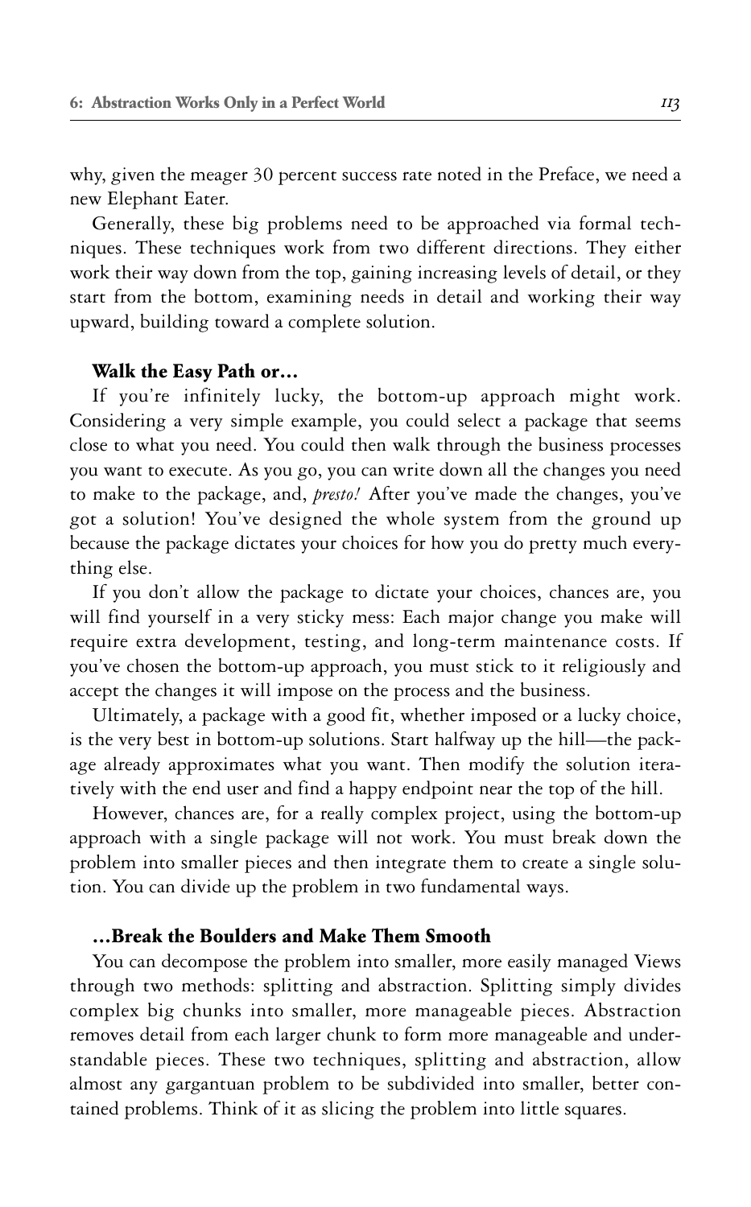why, given the meager 30 percent success rate noted in the Preface, we need a new Elephant Eater.

Generally, these big problems need to be approached via formal techniques. These techniques work from two different directions. They either work their way down from the top, gaining increasing levels of detail, or they start from the bottom, examining needs in detail and working their way upward, building toward a complete solution.

### Walk the Easy Path or…

If you're infinitely lucky, the bottom-up approach might work. Considering a very simple example, you could select a package that seems close to what you need. You could then walk through the business processes you want to execute. As you go, you can write down all the changes you need to make to the package, and, *presto!* After you've made the changes, you've got a solution! You've designed the whole system from the ground up because the package dictates your choices for how you do pretty much everything else.

If you don't allow the package to dictate your choices, chances are, you will find yourself in a very sticky mess: Each major change you make will require extra development, testing, and long-term maintenance costs. If you've chosen the bottom-up approach, you must stick to it religiously and accept the changes it will impose on the process and the business.

Ultimately, a package with a good fit, whether imposed or a lucky choice, is the very best in bottom-up solutions. Start halfway up the hill—the package already approximates what you want. Then modify the solution iteratively with the end user and find a happy endpoint near the top of the hill.

However, chances are, for a really complex project, using the bottom-up approach with a single package will not work. You must break down the problem into smaller pieces and then integrate them to create a single solution. You can divide up the problem in two fundamental ways.

### …Break the Boulders and Make Them Smooth

You can decompose the problem into smaller, more easily managed Views through two methods: splitting and abstraction. Splitting simply divides complex big chunks into smaller, more manageable pieces. Abstraction removes detail from each larger chunk to form more manageable and understandable pieces. These two techniques, splitting and abstraction, allow almost any gargantuan problem to be subdivided into smaller, better contained problems. Think of it as slicing the problem into little squares.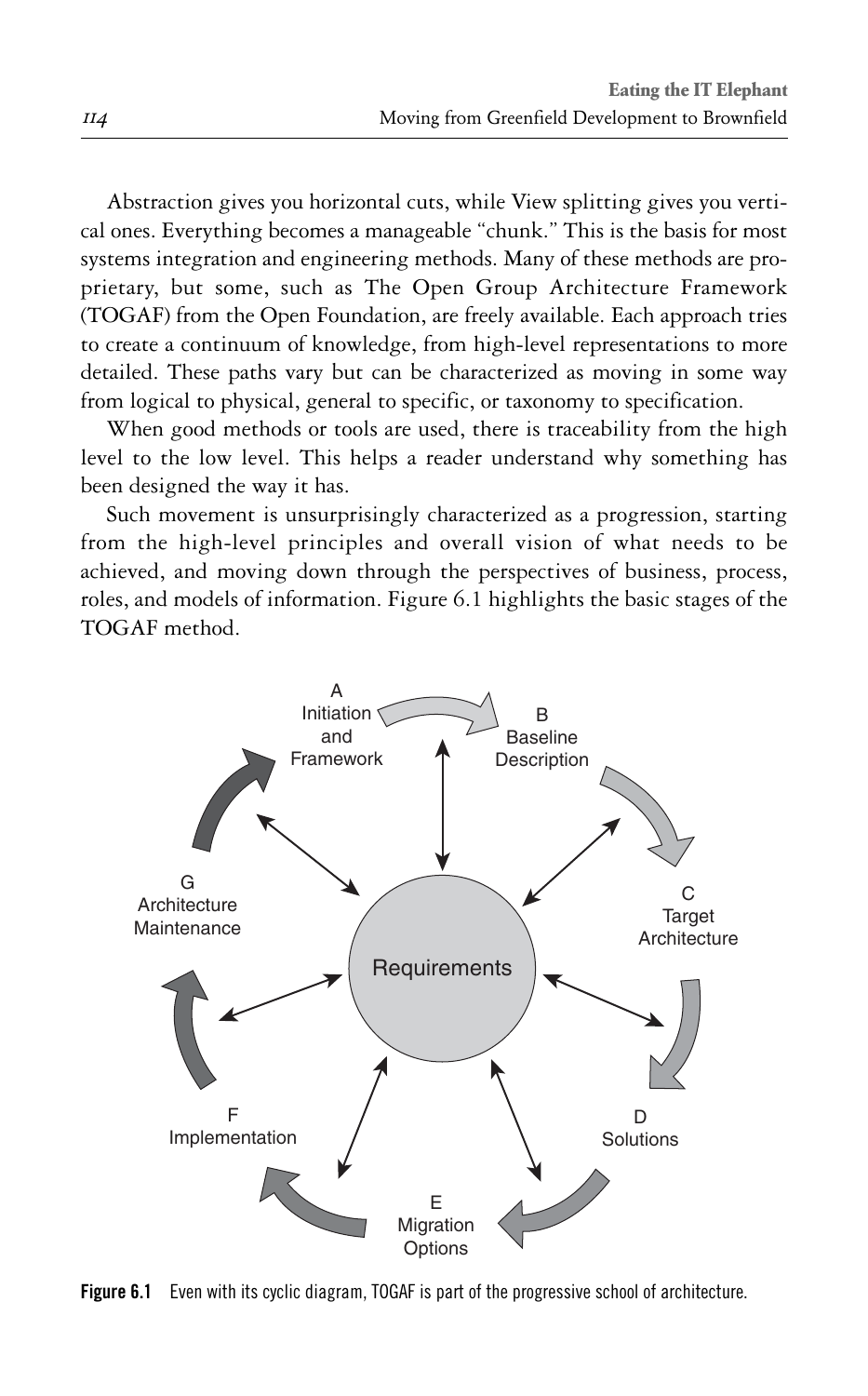Abstraction gives you horizontal cuts, while View splitting gives you vertical ones. Everything becomes a manageable "chunk." This is the basis for most systems integration and engineering methods. Many of these methods are proprietary, but some, such as The Open Group Architecture Framework (TOGAF) from the Open Foundation, are freely available. Each approach tries to create a continuum of knowledge, from high-level representations to more detailed. These paths vary but can be characterized as moving in some way from logical to physical, general to specific, or taxonomy to specification.

When good methods or tools are used, there is traceability from the high level to the low level. This helps a reader understand why something has been designed the way it has.

Such movement is unsurprisingly characterized as a progression, starting from the high-level principles and overall vision of what needs to be achieved, and moving down through the perspectives of business, process, roles, and models of information. Figure 6.1 highlights the basic stages of the TOGAF method.

A Initiation and Framework

B Baseline Description

C Target Architecture

D Solutions

E Migration Options

F Implementation

G Architecture Maintenance

Requirements

**Figure 6.1** Even with its cyclic diagram, TOGAF is part of the progressive school of architecture.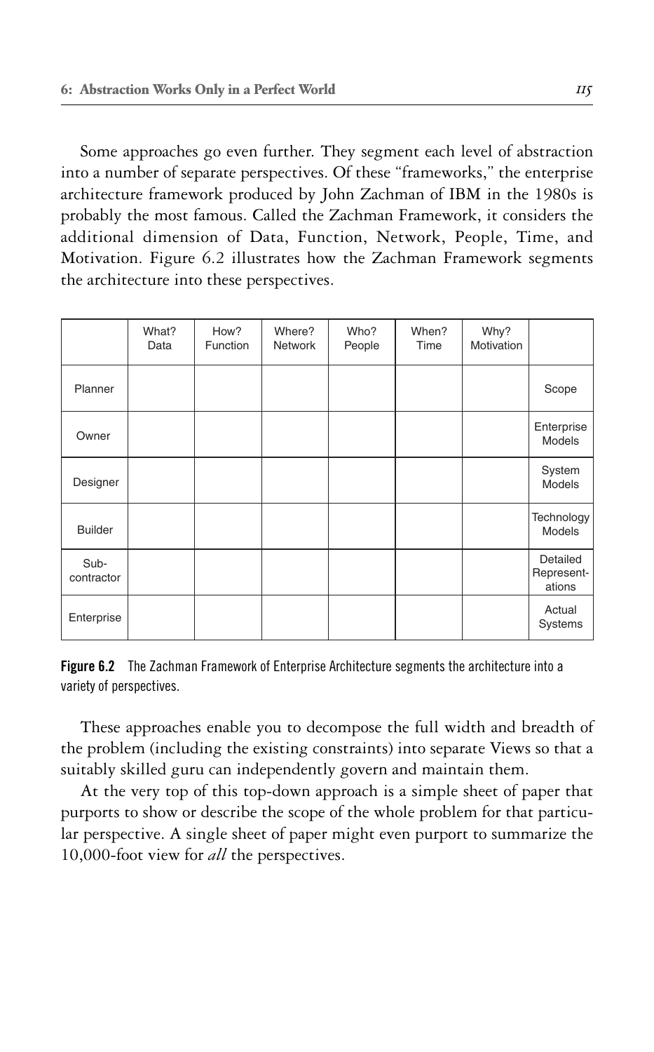Some approaches go even further. They segment each level of abstraction into a number of separate perspectives. Of these "frameworks," the enterprise architecture framework produced by John Zachman of IBM in the 1980s is probably the most famous. Called the Zachman Framework, it considers the additional dimension of Data, Function, Network, People, Time, and Motivation. Figure 6.2 illustrates how the Zachman Framework segments the architecture into these perspectives.

| | What? Data | How? Function | Where? Network | Who? People | When? Time | Why? Motivation | |
|---|---|---|---|---|---|---|---|
| Planner | | | | | | | Scope |
| Owner | | | | | | | Enterprise Models |
| Designer | | | | | | | System Models |
| Builder | | | | | | | Technology Models |
| Sub-contractor | | | | | | | Detailed Represent-ations |
| Enterprise | | | | | | | Actual Systems |

**Figure 6.2** The Zachman Framework of Enterprise Architecture segments the architecture into a variety of perspectives.

These approaches enable you to decompose the full width and breadth of the problem (including the existing constraints) into separate Views so that a suitably skilled guru can independently govern and maintain them.

At the very top of this top-down approach is a simple sheet of paper that purports to show or describe the scope of the whole problem for that particular perspective. A single sheet of paper might even purport to summarize the 10,000-foot view for *all* the perspectives.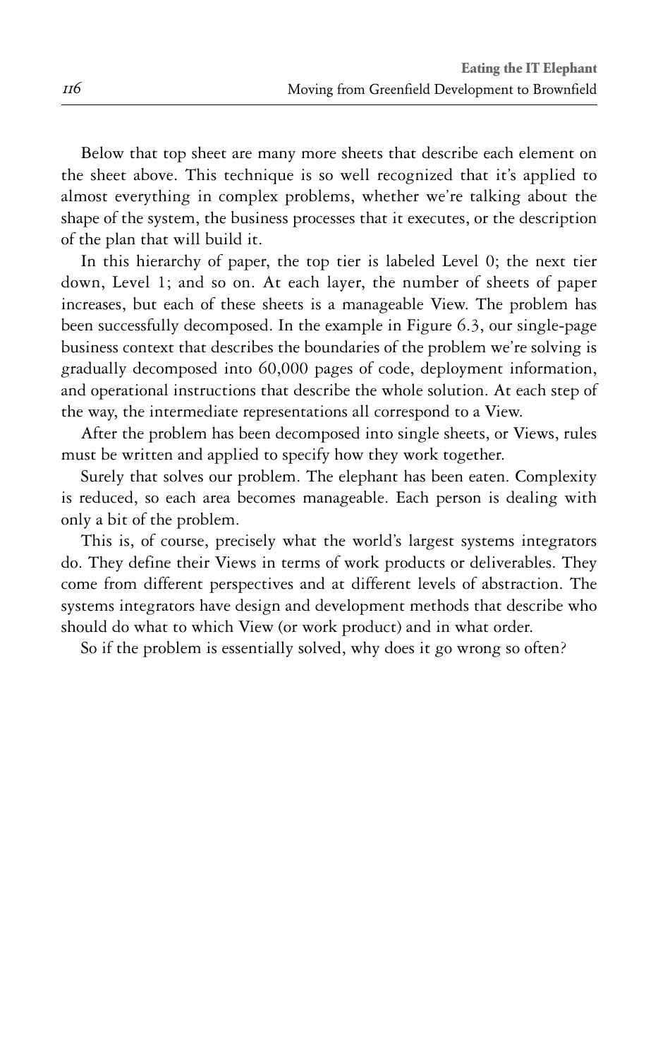Below that top sheet are many more sheets that describe each element on the sheet above. This technique is so well recognized that it's applied to almost everything in complex problems, whether we're talking about the shape of the system, the business processes that it executes, or the description of the plan that will build it.

In this hierarchy of paper, the top tier is labeled Level 0; the next tier down, Level 1; and so on. At each layer, the number of sheets of paper increases, but each of these sheets is a manageable View. The problem has been successfully decomposed. In the example in Figure 6.3, our single-page business context that describes the boundaries of the problem we're solving is gradually decomposed into 60,000 pages of code, deployment information, and operational instructions that describe the whole solution. At each step of the way, the intermediate representations all correspond to a View.

After the problem has been decomposed into single sheets, or Views, rules must be written and applied to specify how they work together.

Surely that solves our problem. The elephant has been eaten. Complexity is reduced, so each area becomes manageable. Each person is dealing with only a bit of the problem.

This is, of course, precisely what the world's largest systems integrators do. They define their Views in terms of work products or deliverables. They come from different perspectives and at different levels of abstraction. The systems integrators have design and development methods that describe who should do what to which View (or work product) and in what order.

So if the problem is essentially solved, why does it go wrong so often?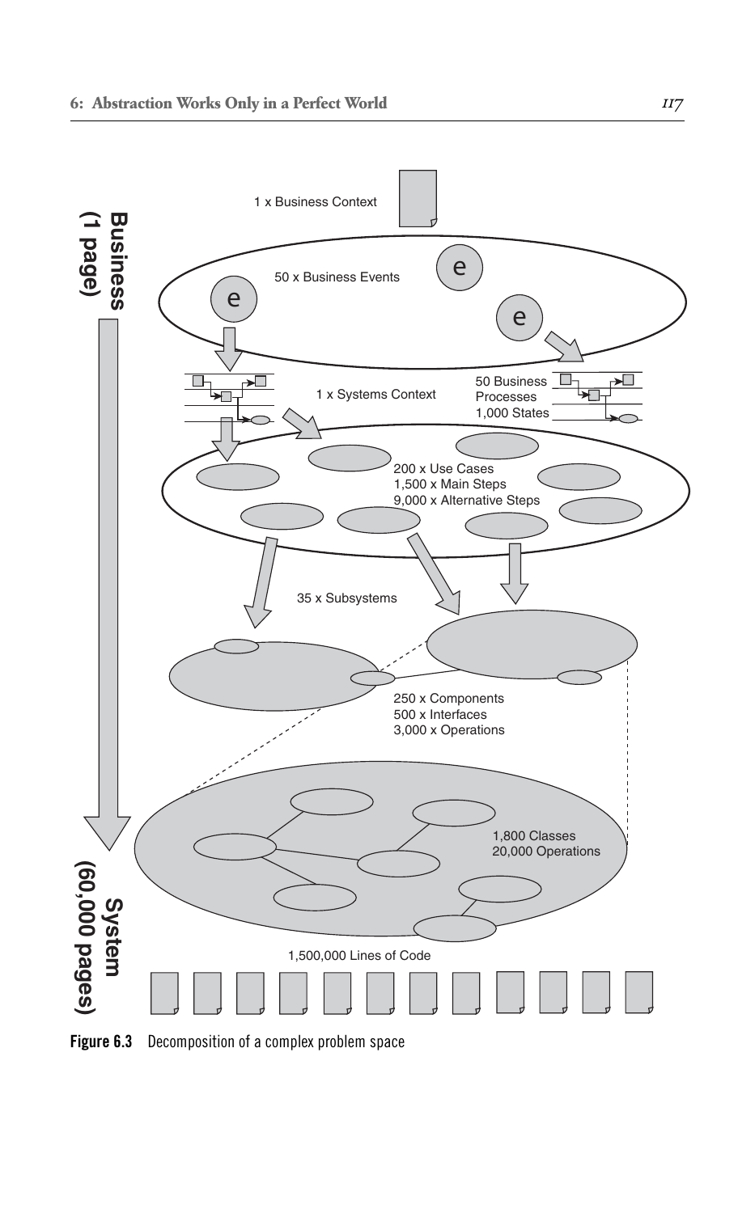1 x Business Context

50 x Business Events

1 x Systems Context

50 Business Processes
1,000 States

200 x Use Cases
1,500 x Main Steps
9,000 x Alternative Steps

35 x Subsystems

250 x Components
500 x Interfaces
3,000 x Operations

1,800 Classes
20,000 Operations

1,500,000 Lines of Code

**Business (1 page)**

**System (60,000 pages)**

**Figure 6.3** Decomposition of a complex problem space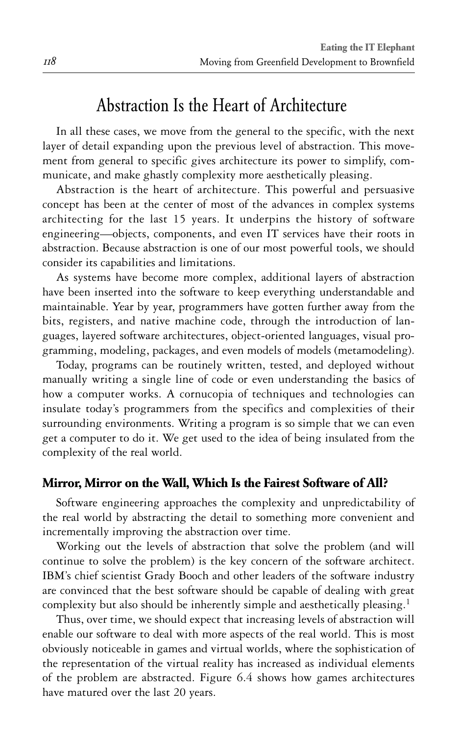# Abstraction Is the Heart of Architecture

In all these cases, we move from the general to the specific, with the next layer of detail expanding upon the previous level of abstraction. This movement from general to specific gives architecture its power to simplify, communicate, and make ghastly complexity more aesthetically pleasing.

Abstraction is the heart of architecture. This powerful and persuasive concept has been at the center of most of the advances in complex systems architecting for the last 15 years. It underpins the history of software engineering—objects, components, and even IT services have their roots in abstraction. Because abstraction is one of our most powerful tools, we should consider its capabilities and limitations.

As systems have become more complex, additional layers of abstraction have been inserted into the software to keep everything understandable and maintainable. Year by year, programmers have gotten further away from the bits, registers, and native machine code, through the introduction of languages, layered software architectures, object-oriented languages, visual programming, modeling, packages, and even models of models (metamodeling).

Today, programs can be routinely written, tested, and deployed without manually writing a single line of code or even understanding the basics of how a computer works. A cornucopia of techniques and technologies can insulate today's programmers from the specifics and complexities of their surrounding environments. Writing a program is so simple that we can even get a computer to do it. We get used to the idea of being insulated from the complexity of the real world.

### Mirror, Mirror on the Wall, Which Is the Fairest Software of All?

Software engineering approaches the complexity and unpredictability of the real world by abstracting the detail to something more convenient and incrementally improving the abstraction over time.

Working out the levels of abstraction that solve the problem (and will continue to solve the problem) is the key concern of the software architect. IBM's chief scientist Grady Booch and other leaders of the software industry are convinced that the best software should be capable of dealing with great complexity but also should be inherently simple and aesthetically pleasing.[1]

Thus, over time, we should expect that increasing levels of abstraction will enable our software to deal with more aspects of the real world. This is most obviously noticeable in games and virtual worlds, where the sophistication of the representation of the virtual reality has increased as individual elements of the problem are abstracted. Figure 6.4 shows how games architectures have matured over the last 20 years.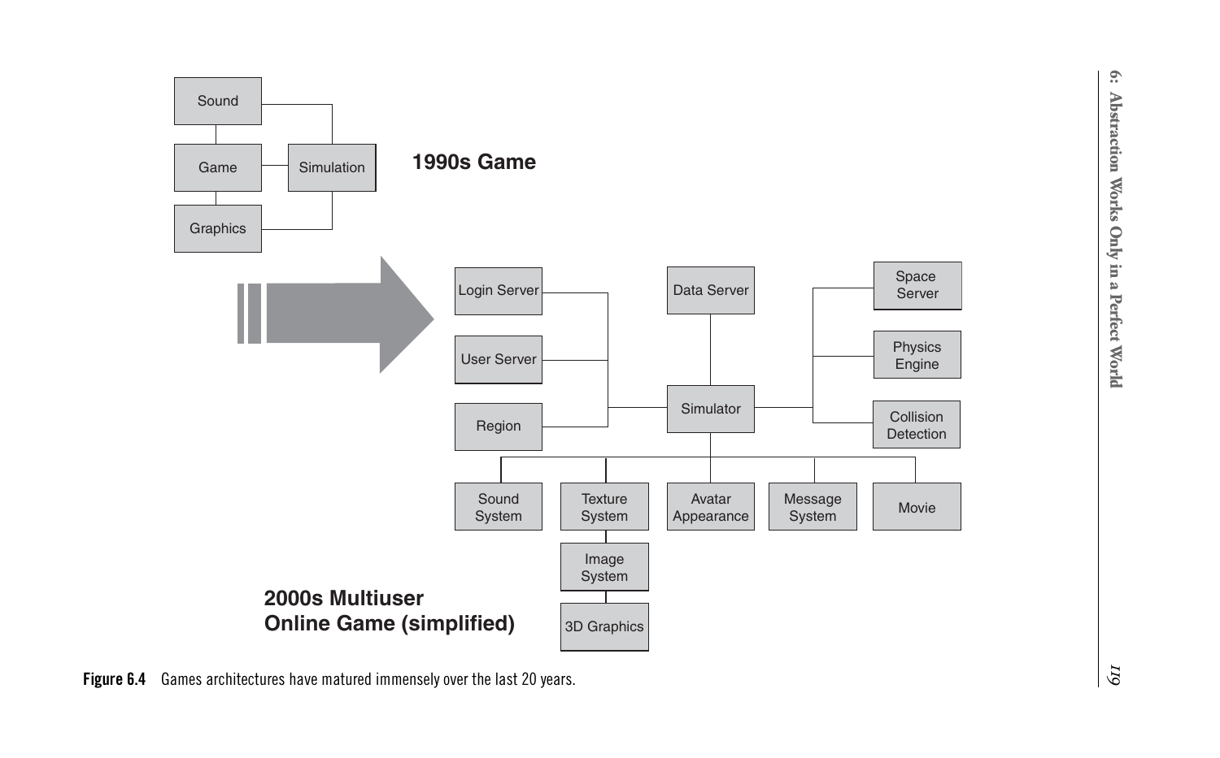Figure 6.4 Games architectures have matured immensely over the last 20 years.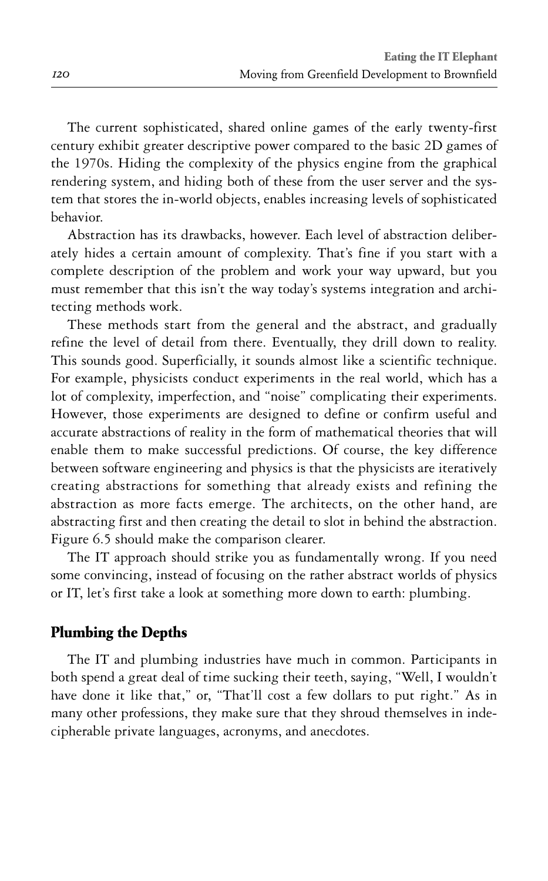The current sophisticated, shared online games of the early twenty-first century exhibit greater descriptive power compared to the basic 2D games of the 1970s. Hiding the complexity of the physics engine from the graphical rendering system, and hiding both of these from the user server and the system that stores the in-world objects, enables increasing levels of sophisticated behavior.

Abstraction has its drawbacks, however. Each level of abstraction deliberately hides a certain amount of complexity. That's fine if you start with a complete description of the problem and work your way upward, but you must remember that this isn't the way today's systems integration and architecting methods work.

These methods start from the general and the abstract, and gradually refine the level of detail from there. Eventually, they drill down to reality. This sounds good. Superficially, it sounds almost like a scientific technique. For example, physicists conduct experiments in the real world, which has a lot of complexity, imperfection, and "noise" complicating their experiments. However, those experiments are designed to define or confirm useful and accurate abstractions of reality in the form of mathematical theories that will enable them to make successful predictions. Of course, the key difference between software engineering and physics is that the physicists are iteratively creating abstractions for something that already exists and refining the abstraction as more facts emerge. The architects, on the other hand, are abstracting first and then creating the detail to slot in behind the abstraction. Figure 6.5 should make the comparison clearer.

The IT approach should strike you as fundamentally wrong. If you need some convincing, instead of focusing on the rather abstract worlds of physics or IT, let's first take a look at something more down to earth: plumbing.

## Plumbing the Depths

The IT and plumbing industries have much in common. Participants in both spend a great deal of time sucking their teeth, saying, "Well, I wouldn't have done it like that," or, "That'll cost a few dollars to put right." As in many other professions, they make sure that they shroud themselves in indecipherable private languages, acronyms, and anecdotes.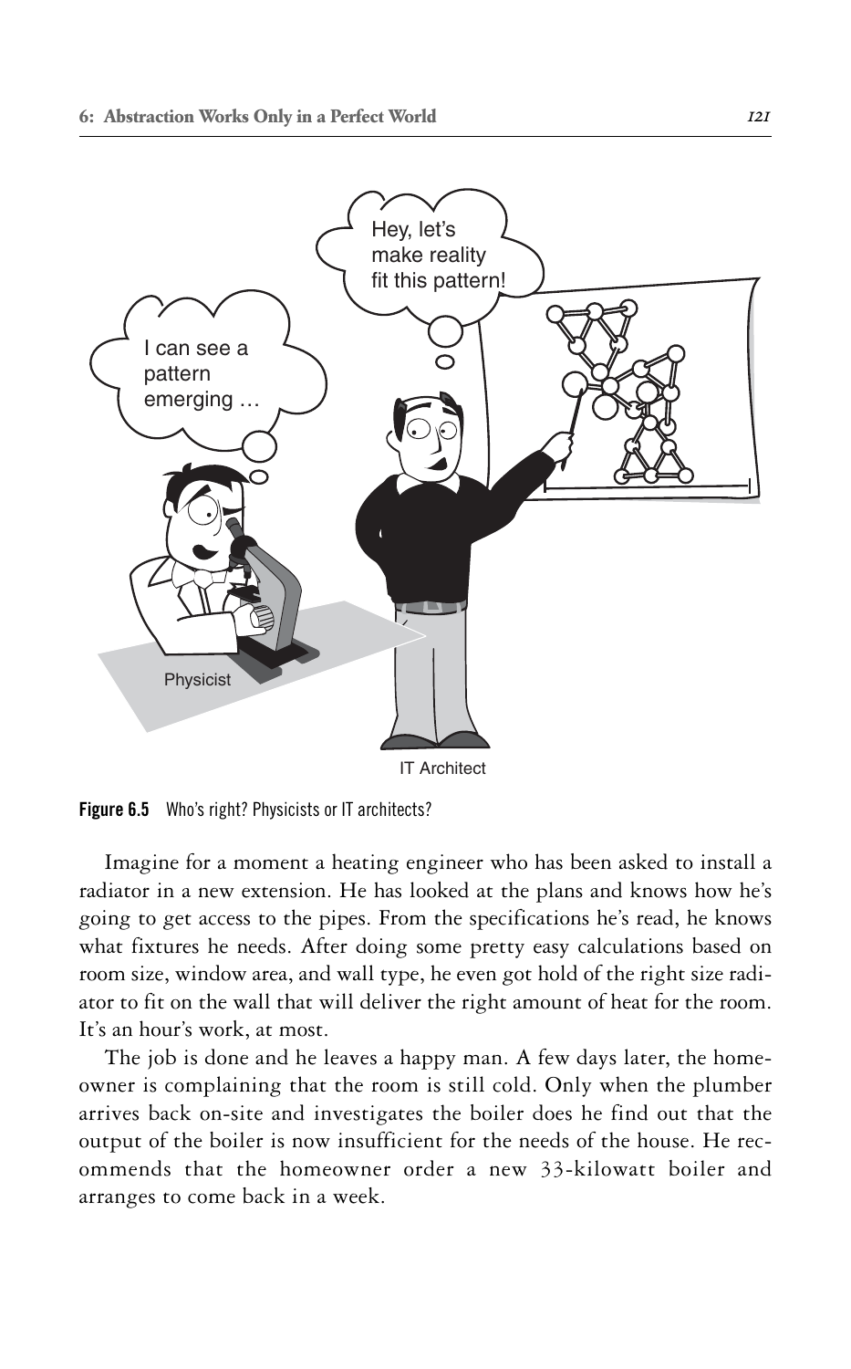**Figure 6.5** Who's right? Physicists or IT architects?

Imagine for a moment a heating engineer who has been asked to install a radiator in a new extension. He has looked at the plans and knows how he's going to get access to the pipes. From the specifications he's read, he knows what fixtures he needs. After doing some pretty easy calculations based on room size, window area, and wall type, he even got hold of the right size radiator to fit on the wall that will deliver the right amount of heat for the room. It's an hour's work, at most.

The job is done and he leaves a happy man. A few days later, the homeowner is complaining that the room is still cold. Only when the plumber arrives back on-site and investigates the boiler does he find out that the output of the boiler is now insufficient for the needs of the house. He recommends that the homeowner order a new 33-kilowatt boiler and arranges to come back in a week.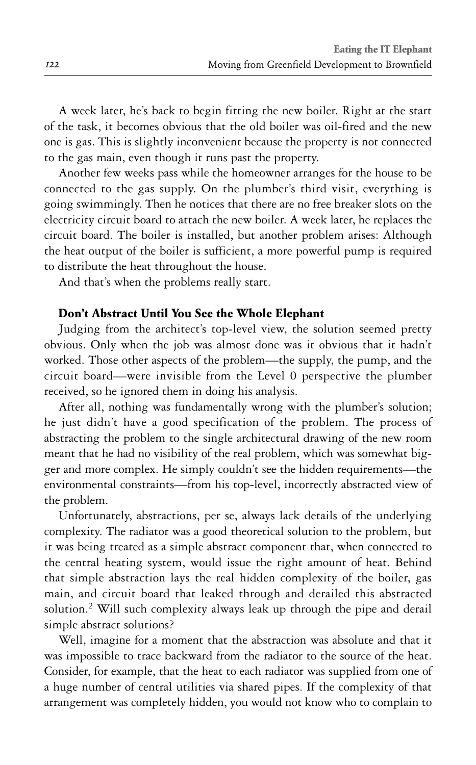A week later, he's back to begin fitting the new boiler. Right at the start of the task, it becomes obvious that the old boiler was oil-fired and the new one is gas. This is slightly inconvenient because the property is not connected to the gas main, even though it runs past the property.

Another few weeks pass while the homeowner arranges for the house to be connected to the gas supply. On the plumber's third visit, everything is going swimmingly. Then he notices that there are no free breaker slots on the electricity circuit board to attach the new boiler. A week later, he replaces the circuit board. The boiler is installed, but another problem arises: Although the heat output of the boiler is sufficient, a more powerful pump is required to distribute the heat throughout the house.

And that's when the problems really start.

### Don't Abstract Until You See the Whole Elephant

Judging from the architect's top-level view, the solution seemed pretty obvious. Only when the job was almost done was it obvious that it hadn't worked. Those other aspects of the problem—the supply, the pump, and the circuit board—were invisible from the Level 0 perspective the plumber received, so he ignored them in doing his analysis.

After all, nothing was fundamentally wrong with the plumber's solution; he just didn't have a good specification of the problem. The process of abstracting the problem to the single architectural drawing of the new room meant that he had no visibility of the real problem, which was somewhat bigger and more complex. He simply couldn't see the hidden requirements—the environmental constraints—from his top-level, incorrectly abstracted view of the problem.

Unfortunately, abstractions, per se, always lack details of the underlying complexity. The radiator was a good theoretical solution to the problem, but it was being treated as a simple abstract component that, when connected to the central heating system, would issue the right amount of heat. Behind that simple abstraction lays the real hidden complexity of the boiler, gas main, and circuit board that leaked through and derailed this abstracted solution.[2] Will such complexity always leak up through the pipe and derail simple abstract solutions?

Well, imagine for a moment that the abstraction was absolute and that it was impossible to trace backward from the radiator to the source of the heat. Consider, for example, that the heat to each radiator was supplied from one of a huge number of central utilities via shared pipes. If the complexity of that arrangement was completely hidden, you would not know who to complain to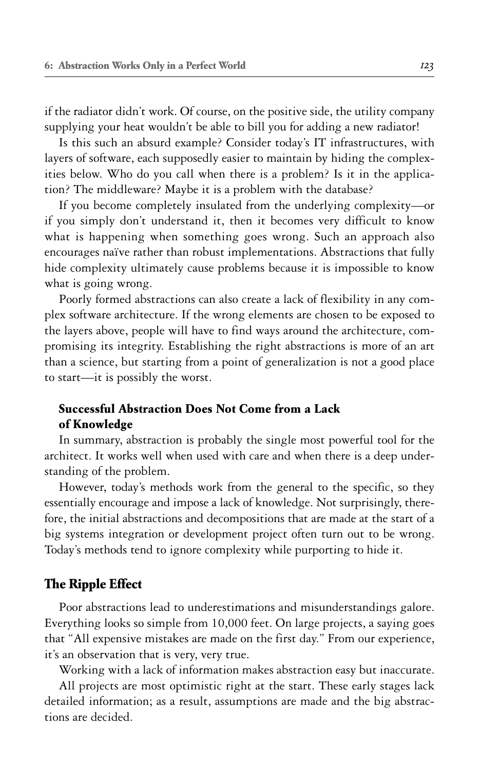if the radiator didn't work. Of course, on the positive side, the utility company supplying your heat wouldn't be able to bill you for adding a new radiator!

Is this such an absurd example? Consider today's IT infrastructures, with layers of software, each supposedly easier to maintain by hiding the complexities below. Who do you call when there is a problem? Is it in the application? The middleware? Maybe it is a problem with the database?

If you become completely insulated from the underlying complexity—or if you simply don't understand it, then it becomes very difficult to know what is happening when something goes wrong. Such an approach also encourages naïve rather than robust implementations. Abstractions that fully hide complexity ultimately cause problems because it is impossible to know what is going wrong.

Poorly formed abstractions can also create a lack of flexibility in any complex software architecture. If the wrong elements are chosen to be exposed to the layers above, people will have to find ways around the architecture, compromising its integrity. Establishing the right abstractions is more of an art than a science, but starting from a point of generalization is not a good place to start—it is possibly the worst.

### Successful Abstraction Does Not Come from a Lack of Knowledge

In summary, abstraction is probably the single most powerful tool for the architect. It works well when used with care and when there is a deep understanding of the problem.

However, today's methods work from the general to the specific, so they essentially encourage and impose a lack of knowledge. Not surprisingly, therefore, the initial abstractions and decompositions that are made at the start of a big systems integration or development project often turn out to be wrong. Today's methods tend to ignore complexity while purporting to hide it.

## The Ripple Effect

Poor abstractions lead to underestimations and misunderstandings galore. Everything looks so simple from 10,000 feet. On large projects, a saying goes that "All expensive mistakes are made on the first day." From our experience, it's an observation that is very, very true.

Working with a lack of information makes abstraction easy but inaccurate.

All projects are most optimistic right at the start. These early stages lack detailed information; as a result, assumptions are made and the big abstractions are decided.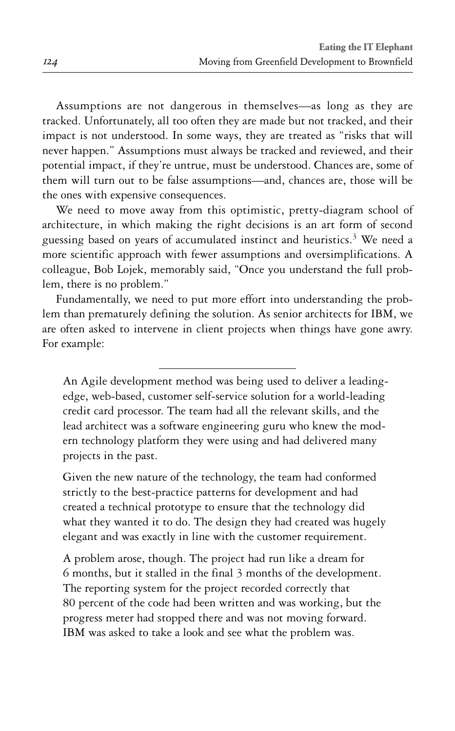Assumptions are not dangerous in themselves—as long as they are tracked. Unfortunately, all too often they are made but not tracked, and their impact is not understood. In some ways, they are treated as "risks that will never happen." Assumptions must always be tracked and reviewed, and their potential impact, if they're untrue, must be understood. Chances are, some of them will turn out to be false assumptions—and, chances are, those will be the ones with expensive consequences.

We need to move away from this optimistic, pretty-diagram school of architecture, in which making the right decisions is an art form of second guessing based on years of accumulated instinct and heuristics.[3] We need a more scientific approach with fewer assumptions and oversimplifications. A colleague, Bob Lojek, memorably said, "Once you understand the full problem, there is no problem."

Fundamentally, we need to put more effort into understanding the problem than prematurely defining the solution. As senior architects for IBM, we are often asked to intervene in client projects when things have gone awry. For example:

---

> An Agile development method was being used to deliver a leading-edge, web-based, customer self-service solution for a world-leading credit card processor. The team had all the relevant skills, and the lead architect was a software engineering guru who knew the modern technology platform they were using and had delivered many projects in the past.
>
> Given the new nature of the technology, the team had conformed strictly to the best-practice patterns for development and had created a technical prototype to ensure that the technology did what they wanted it to do. The design they had created was hugely elegant and was exactly in line with the customer requirement.
>
> A problem arose, though. The project had run like a dream for 6 months, but it stalled in the final 3 months of the development. The reporting system for the project recorded correctly that 80 percent of the code had been written and was working, but the progress meter had stopped there and was not moving forward. IBM was asked to take a look and see what the problem was.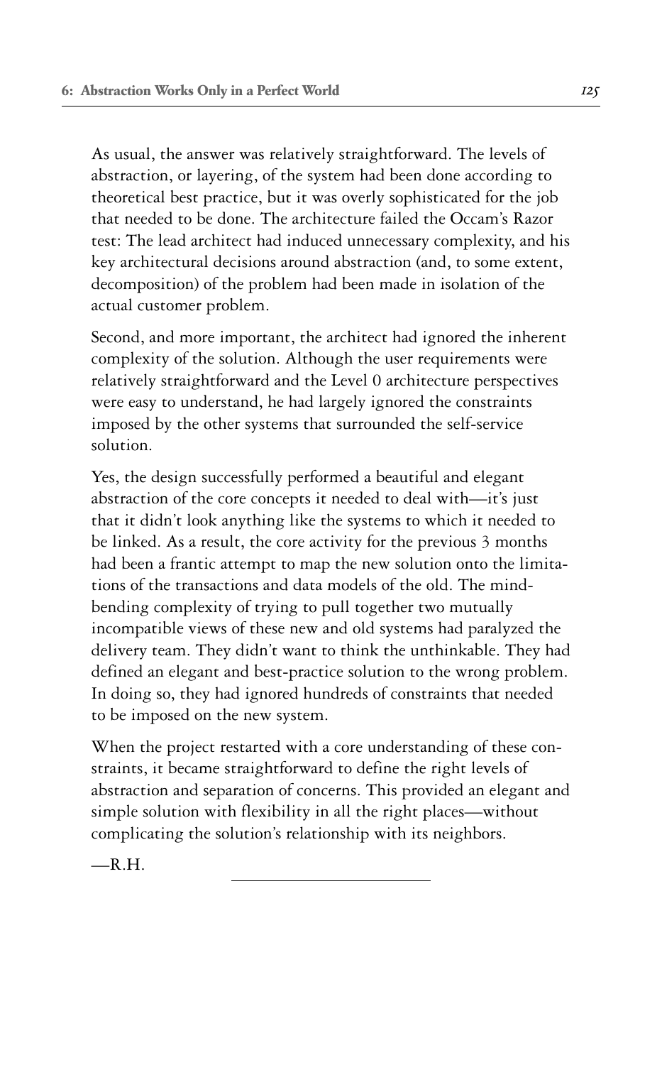As usual, the answer was relatively straightforward. The levels of abstraction, or layering, of the system had been done according to theoretical best practice, but it was overly sophisticated for the job that needed to be done. The architecture failed the Occam's Razor test: The lead architect had induced unnecessary complexity, and his key architectural decisions around abstraction (and, to some extent, decomposition) of the problem had been made in isolation of the actual customer problem.

Second, and more important, the architect had ignored the inherent complexity of the solution. Although the user requirements were relatively straightforward and the Level 0 architecture perspectives were easy to understand, he had largely ignored the constraints imposed by the other systems that surrounded the self-service solution.

Yes, the design successfully performed a beautiful and elegant abstraction of the core concepts it needed to deal with—it's just that it didn't look anything like the systems to which it needed to be linked. As a result, the core activity for the previous 3 months had been a frantic attempt to map the new solution onto the limitations of the transactions and data models of the old. The mind-bending complexity of trying to pull together two mutually incompatible views of these new and old systems had paralyzed the delivery team. They didn't want to think the unthinkable. They had defined an elegant and best-practice solution to the wrong problem. In doing so, they had ignored hundreds of constraints that needed to be imposed on the new system.

When the project restarted with a core understanding of these constraints, it became straightforward to define the right levels of abstraction and separation of concerns. This provided an elegant and simple solution with flexibility in all the right places—without complicating the solution's relationship with its neighbors.

—R.H.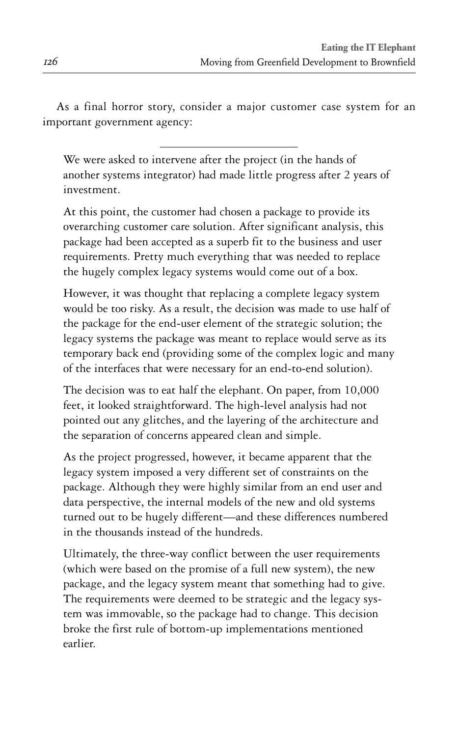As a final horror story, consider a major customer case system for an important government agency:

---

> We were asked to intervene after the project (in the hands of another systems integrator) had made little progress after 2 years of investment.
>
> At this point, the customer had chosen a package to provide its overarching customer care solution. After significant analysis, this package had been accepted as a superb fit to the business and user requirements. Pretty much everything that was needed to replace the hugely complex legacy systems would come out of a box.
>
> However, it was thought that replacing a complete legacy system would be too risky. As a result, the decision was made to use half of the package for the end-user element of the strategic solution; the legacy systems the package was meant to replace would serve as its temporary back end (providing some of the complex logic and many of the interfaces that were necessary for an end-to-end solution).
>
> The decision was to eat half the elephant. On paper, from 10,000 feet, it looked straightforward. The high-level analysis had not pointed out any glitches, and the layering of the architecture and the separation of concerns appeared clean and simple.
>
> As the project progressed, however, it became apparent that the legacy system imposed a very different set of constraints on the package. Although they were highly similar from an end user and data perspective, the internal models of the new and old systems turned out to be hugely different—and these differences numbered in the thousands instead of the hundreds.
>
> Ultimately, the three-way conflict between the user requirements (which were based on the promise of a full new system), the new package, and the legacy system meant that something had to give. The requirements were deemed to be strategic and the legacy system was immovable, so the package had to change. This decision broke the first rule of bottom-up implementations mentioned earlier.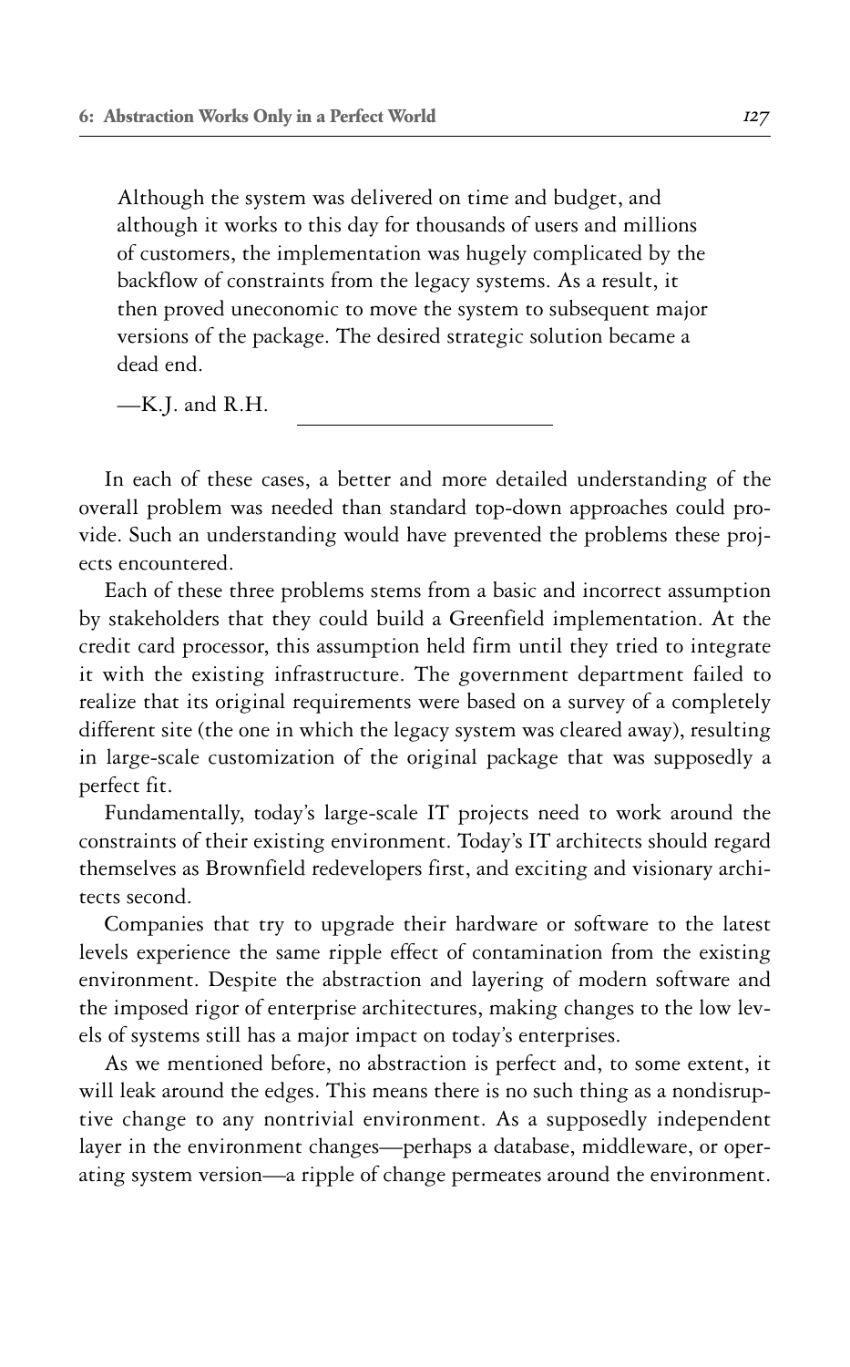Although the system was delivered on time and budget, and although it works to this day for thousands of users and millions of customers, the implementation was hugely complicated by the backflow of constraints from the legacy systems. As a result, it then proved uneconomic to move the system to subsequent major versions of the package. The desired strategic solution became a dead end.

—K.J. and R.H.

---

In each of these cases, a better and more detailed understanding of the overall problem was needed than standard top-down approaches could provide. Such an understanding would have prevented the problems these projects encountered.

Each of these three problems stems from a basic and incorrect assumption by stakeholders that they could build a Greenfield implementation. At the credit card processor, this assumption held firm until they tried to integrate it with the existing infrastructure. The government department failed to realize that its original requirements were based on a survey of a completely different site (the one in which the legacy system was cleared away), resulting in large-scale customization of the original package that was supposedly a perfect fit.

Fundamentally, today's large-scale IT projects need to work around the constraints of their existing environment. Today's IT architects should regard themselves as Brownfield redevelopers first, and exciting and visionary architects second.

Companies that try to upgrade their hardware or software to the latest levels experience the same ripple effect of contamination from the existing environment. Despite the abstraction and layering of modern software and the imposed rigor of enterprise architectures, making changes to the low levels of systems still has a major impact on today's enterprises.

As we mentioned before, no abstraction is perfect and, to some extent, it will leak around the edges. This means there is no such thing as a nondisruptive change to any nontrivial environment. As a supposedly independent layer in the environment changes—perhaps a database, middleware, or operating system version—a ripple of change permeates around the environment.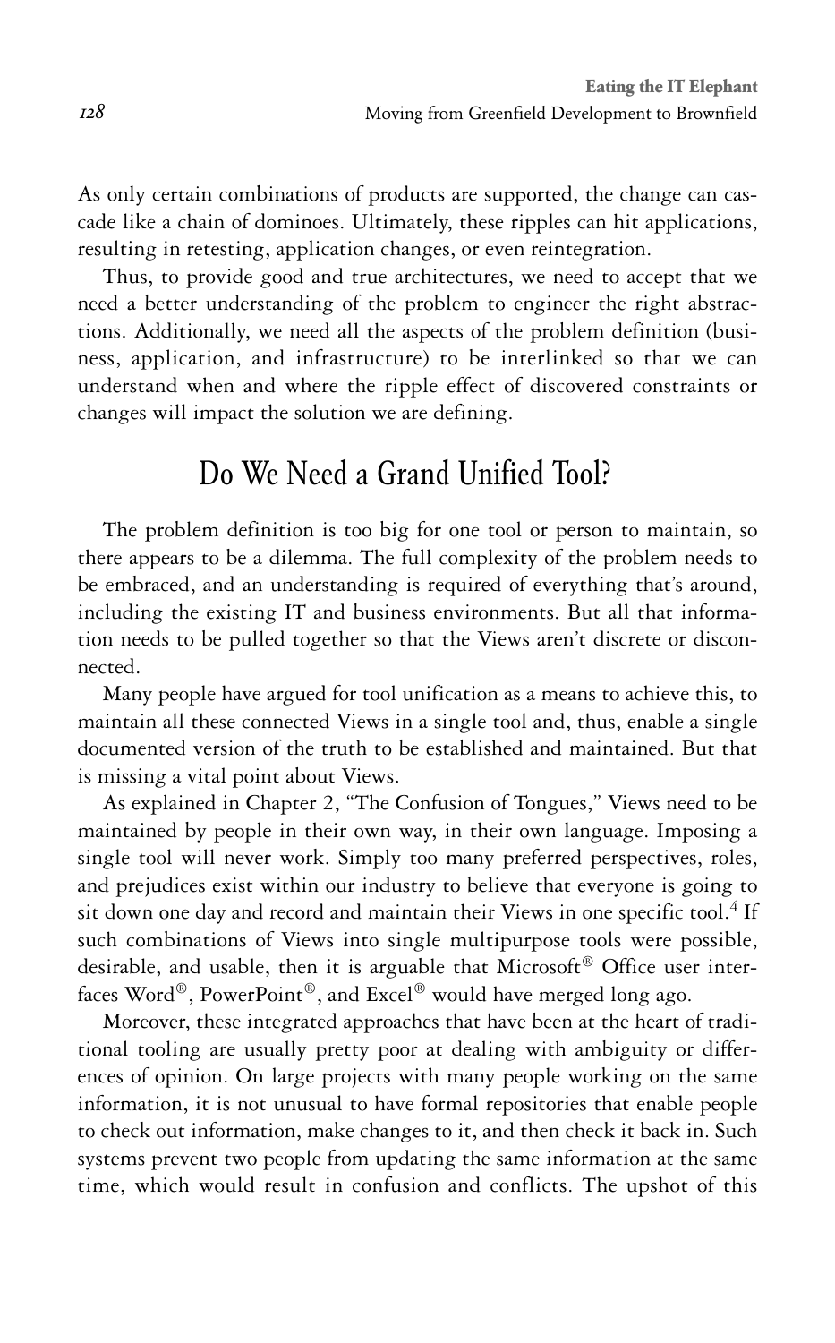As only certain combinations of products are supported, the change can cascade like a chain of dominoes. Ultimately, these ripples can hit applications, resulting in retesting, application changes, or even reintegration.

Thus, to provide good and true architectures, we need to accept that we need a better understanding of the problem to engineer the right abstractions. Additionally, we need all the aspects of the problem definition (business, application, and infrastructure) to be interlinked so that we can understand when and where the ripple effect of discovered constraints or changes will impact the solution we are defining.

## Do We Need a Grand Unified Tool?

The problem definition is too big for one tool or person to maintain, so there appears to be a dilemma. The full complexity of the problem needs to be embraced, and an understanding is required of everything that's around, including the existing IT and business environments. But all that information needs to be pulled together so that the Views aren't discrete or disconnected.

Many people have argued for tool unification as a means to achieve this, to maintain all these connected Views in a single tool and, thus, enable a single documented version of the truth to be established and maintained. But that is missing a vital point about Views.

As explained in Chapter 2, "The Confusion of Tongues," Views need to be maintained by people in their own way, in their own language. Imposing a single tool will never work. Simply too many preferred perspectives, roles, and prejudices exist within our industry to believe that everyone is going to sit down one day and record and maintain their Views in one specific tool.[4] If such combinations of Views into single multipurpose tools were possible, desirable, and usable, then it is arguable that Microsoft® Office user interfaces Word®, PowerPoint®, and Excel® would have merged long ago.

Moreover, these integrated approaches that have been at the heart of traditional tooling are usually pretty poor at dealing with ambiguity or differences of opinion. On large projects with many people working on the same information, it is not unusual to have formal repositories that enable people to check out information, make changes to it, and then check it back in. Such systems prevent two people from updating the same information at the same time, which would result in confusion and conflicts. The upshot of this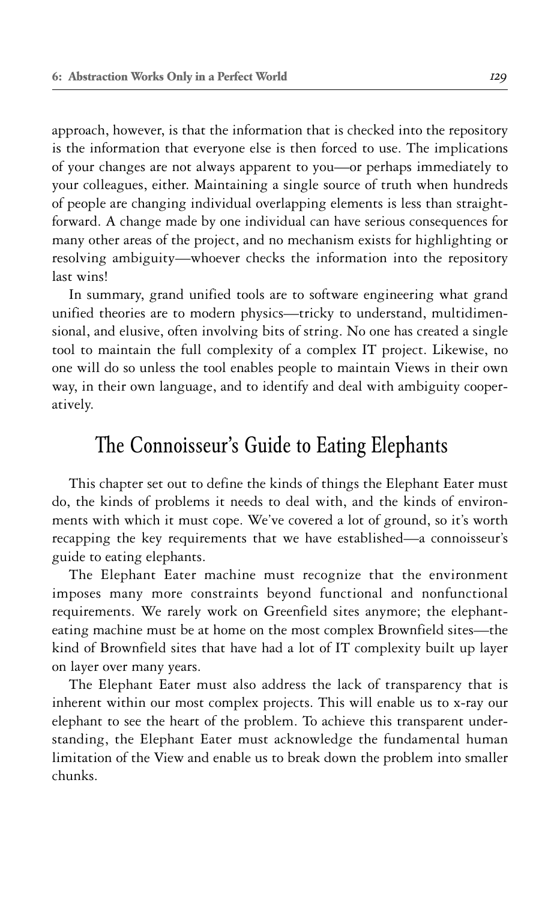approach, however, is that the information that is checked into the repository is the information that everyone else is then forced to use. The implications of your changes are not always apparent to you—or perhaps immediately to your colleagues, either. Maintaining a single source of truth when hundreds of people are changing individual overlapping elements is less than straightforward. A change made by one individual can have serious consequences for many other areas of the project, and no mechanism exists for highlighting or resolving ambiguity—whoever checks the information into the repository last wins!

In summary, grand unified tools are to software engineering what grand unified theories are to modern physics—tricky to understand, multidimensional, and elusive, often involving bits of string. No one has created a single tool to maintain the full complexity of a complex IT project. Likewise, no one will do so unless the tool enables people to maintain Views in their own way, in their own language, and to identify and deal with ambiguity cooperatively.

## The Connoisseur's Guide to Eating Elephants

This chapter set out to define the kinds of things the Elephant Eater must do, the kinds of problems it needs to deal with, and the kinds of environments with which it must cope. We've covered a lot of ground, so it's worth recapping the key requirements that we have established—a connoisseur's guide to eating elephants.

The Elephant Eater machine must recognize that the environment imposes many more constraints beyond functional and nonfunctional requirements. We rarely work on Greenfield sites anymore; the elephant-eating machine must be at home on the most complex Brownfield sites—the kind of Brownfield sites that have had a lot of IT complexity built up layer on layer over many years.

The Elephant Eater must also address the lack of transparency that is inherent within our most complex projects. This will enable us to x-ray our elephant to see the heart of the problem. To achieve this transparent understanding, the Elephant Eater must acknowledge the fundamental human limitation of the View and enable us to break down the problem into smaller chunks.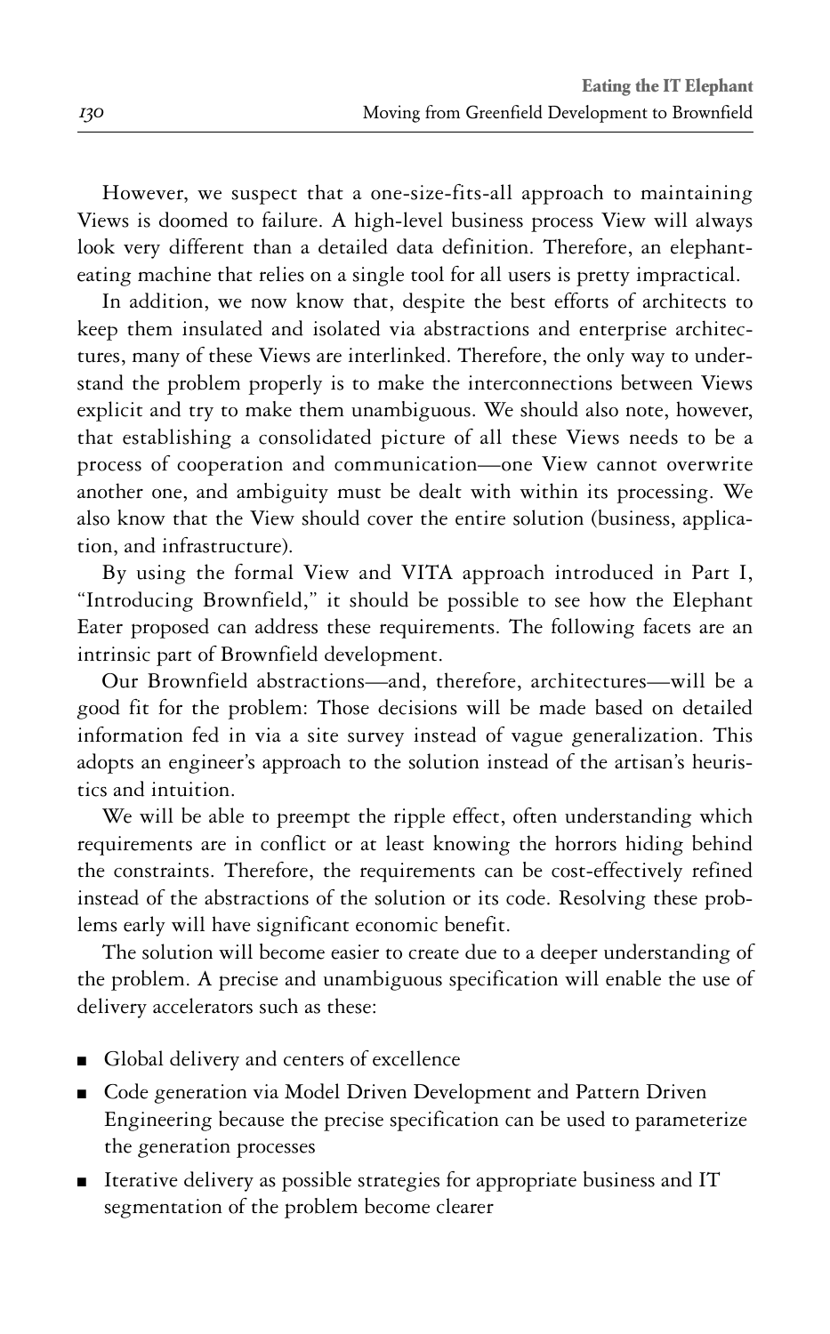However, we suspect that a one-size-fits-all approach to maintaining Views is doomed to failure. A high-level business process View will always look very different than a detailed data definition. Therefore, an elephant-eating machine that relies on a single tool for all users is pretty impractical.

In addition, we now know that, despite the best efforts of architects to keep them insulated and isolated via abstractions and enterprise architectures, many of these Views are interlinked. Therefore, the only way to understand the problem properly is to make the interconnections between Views explicit and try to make them unambiguous. We should also note, however, that establishing a consolidated picture of all these Views needs to be a process of cooperation and communication—one View cannot overwrite another one, and ambiguity must be dealt with within its processing. We also know that the View should cover the entire solution (business, application, and infrastructure).

By using the formal View and VITA approach introduced in Part I, "Introducing Brownfield," it should be possible to see how the Elephant Eater proposed can address these requirements. The following facets are an intrinsic part of Brownfield development.

Our Brownfield abstractions—and, therefore, architectures—will be a good fit for the problem: Those decisions will be made based on detailed information fed in via a site survey instead of vague generalization. This adopts an engineer's approach to the solution instead of the artisan's heuristics and intuition.

We will be able to preempt the ripple effect, often understanding which requirements are in conflict or at least knowing the horrors hiding behind the constraints. Therefore, the requirements can be cost-effectively refined instead of the abstractions of the solution or its code. Resolving these problems early will have significant economic benefit.

The solution will become easier to create due to a deeper understanding of the problem. A precise and unambiguous specification will enable the use of delivery accelerators such as these:

- Global delivery and centers of excellence
- Code generation via Model Driven Development and Pattern Driven Engineering because the precise specification can be used to parameterize the generation processes
- Iterative delivery as possible strategies for appropriate business and IT segmentation of the problem become clearer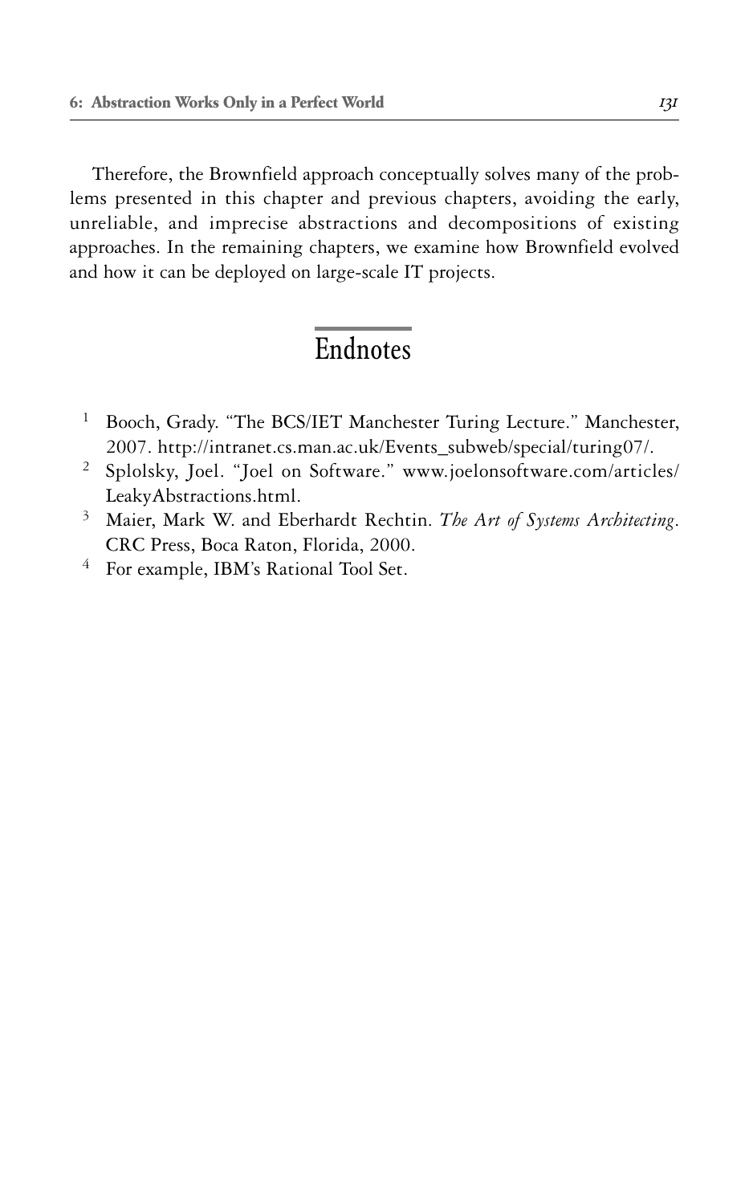Therefore, the Brownfield approach conceptually solves many of the problems presented in this chapter and previous chapters, avoiding the early, unreliable, and imprecise abstractions and decompositions of existing approaches. In the remaining chapters, we examine how Brownfield evolved and how it can be deployed on large-scale IT projects.

## Endnotes

1. Booch, Grady. "The BCS/IET Manchester Turing Lecture." Manchester, 2007. http://intranet.cs.man.ac.uk/Events_subweb/special/turing07/.
2. Splolsky, Joel. "Joel on Software." www.joelonsoftware.com/articles/LeakyAbstractions.html.
3. Maier, Mark W. and Eberhardt Rechtin. *The Art of Systems Architecting*. CRC Press, Boca Raton, Florida, 2000.
4. For example, IBM's Rational Tool Set.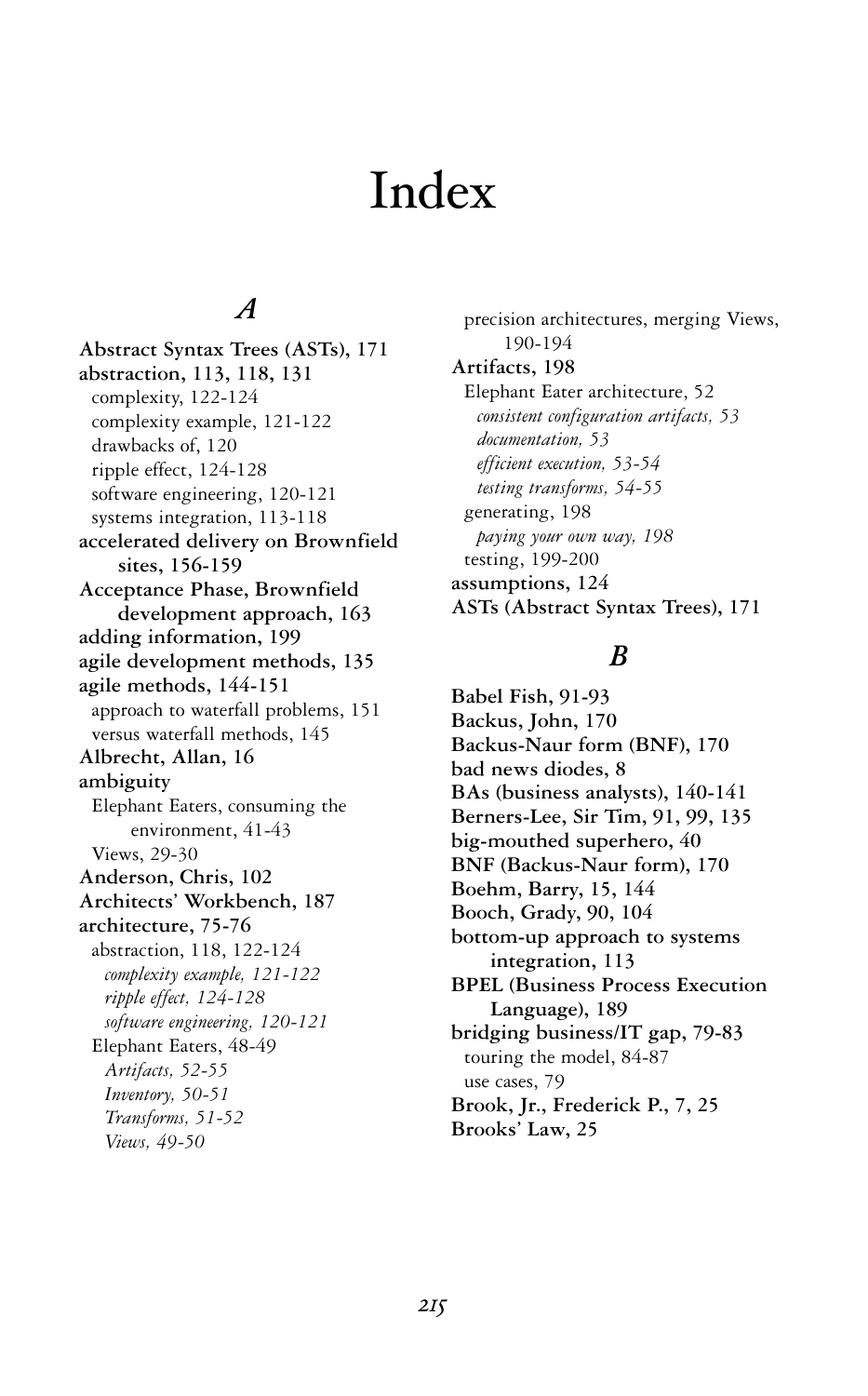# Index

## A

**Abstract Syntax Trees (ASTs), 171**

**abstraction, 113, 118, 131**
- complexity, 122-124
- complexity example, 121-122
- drawbacks of, 120
- ripple effect, 124-128
- software engineering, 120-121
- systems integration, 113-118

**accelerated delivery on Brownfield sites, 156-159**

**Acceptance Phase, Brownfield development approach, 163**

**adding information, 199**

**agile development methods, 135**

**agile methods, 144-151**
- approach to waterfall problems, 151
- versus waterfall methods, 145

**Albrecht, Allan, 16**

**ambiguity**
- Elephant Eaters, consuming the environment, 41-43
- Views, 29-30

**Anderson, Chris, 102**

**Architects' Workbench, 187**

**architecture, 75-76**
- abstraction, 118, 122-124
  - *complexity example, 121-122*
  - *ripple effect, 124-128*
  - *software engineering, 120-121*
- Elephant Eaters, 48-49
  - *Artifacts, 52-55*
  - *Inventory, 50-51*
  - *Transforms, 51-52*
  - *Views, 49-50*
- precision architectures, merging Views, 190-194

**Artifacts, 198**
- Elephant Eater architecture, 52
  - *consistent configuration artifacts, 53*
  - *documentation, 53*
  - *efficient execution, 53-54*
  - *testing transforms, 54-55*
- generating, 198
  - *paying your own way, 198*
- testing, 199-200

**assumptions, 124**

**ASTs (Abstract Syntax Trees), 171**

## B

**Babel Fish, 91-93**

**Backus, John, 170**

**Backus-Naur form (BNF), 170**

**bad news diodes, 8**

**BAs (business analysts), 140-141**

**Berners-Lee, Sir Tim, 91, 99, 135**

**big-mouthed superhero, 40**

**BNF (Backus-Naur form), 170**

**Boehm, Barry, 15, 144**

**Booch, Grady, 90, 104**

**bottom-up approach to systems integration, 113**

**BPEL (Business Process Execution Language), 189**

**bridging business/IT gap, 79-83**
- touring the model, 84-87
- use cases, 79

**Brook, Jr., Frederick P., 7, 25**

**Brooks' Law, 25**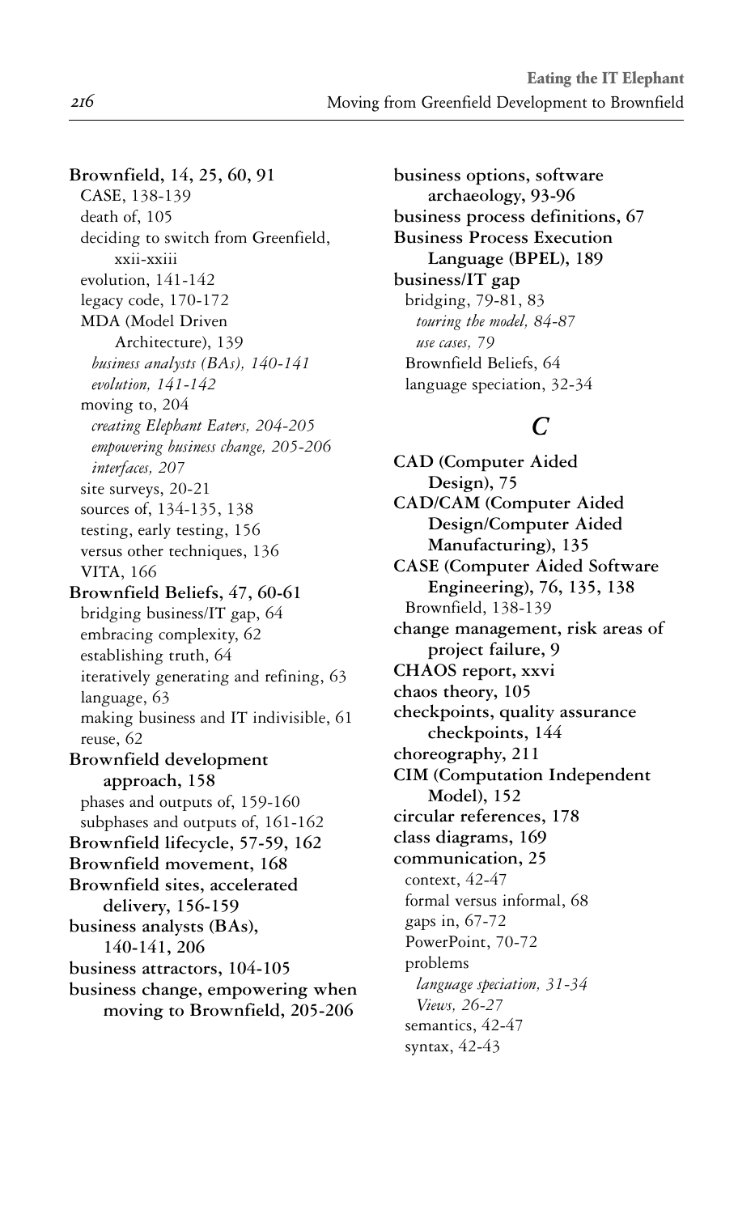**Brownfield, 14, 25, 60, 91**
- CASE, 138-139
- death of, 105
- deciding to switch from Greenfield, xxii-xxiii
- evolution, 141-142
- legacy code, 170-172
- MDA (Model Driven Architecture), 139
  - *business analysts (BAs), 140-141*
  - *evolution, 141-142*
- moving to, 204
  - *creating Elephant Eaters, 204-205*
  - *empowering business change, 205-206*
  - *interfaces, 207*
- site surveys, 20-21
- sources of, 134-135, 138
- testing, early testing, 156
- versus other techniques, 136
- VITA, 166

**Brownfield Beliefs, 47, 60-61**
- bridging business/IT gap, 64
- embracing complexity, 62
- establishing truth, 64
- iteratively generating and refining, 63
- language, 63
- making business and IT indivisible, 61
- reuse, 62

**Brownfield development approach, 158**
- phases and outputs of, 159-160
- subphases and outputs of, 161-162

**Brownfield lifecycle, 57-59, 162**

**Brownfield movement, 168**

**Brownfield sites, accelerated delivery, 156-159**

**business analysts (BAs), 140-141, 206**

**business attractors, 104-105**

**business change, empowering when moving to Brownfield, 205-206**

**business options, software archaeology, 93-96**

**business process definitions, 67**

**Business Process Execution Language (BPEL), 189**

**business/IT gap**
- bridging, 79-81, 83
  - *touring the model, 84-87*
  - *use cases, 79*
- Brownfield Beliefs, 64
- language speciation, 32-34

## C

**CAD (Computer Aided Design), 75**

**CAD/CAM (Computer Aided Design/Computer Aided Manufacturing), 135**

**CASE (Computer Aided Software Engineering), 76, 135, 138**
- Brownfield, 138-139

**change management, risk areas of project failure, 9**

**CHAOS report, xxvi**

**chaos theory, 105**

**checkpoints, quality assurance checkpoints, 144**

**choreography, 211**

**CIM (Computation Independent Model), 152**

**circular references, 178**

**class diagrams, 169**

**communication, 25**
- context, 42-47
- formal versus informal, 68
- gaps in, 67-72
- PowerPoint, 70-72
- problems
  - *language speciation, 31-34*
  - *Views, 26-27*
- semantics, 42-47
- syntax, 42-43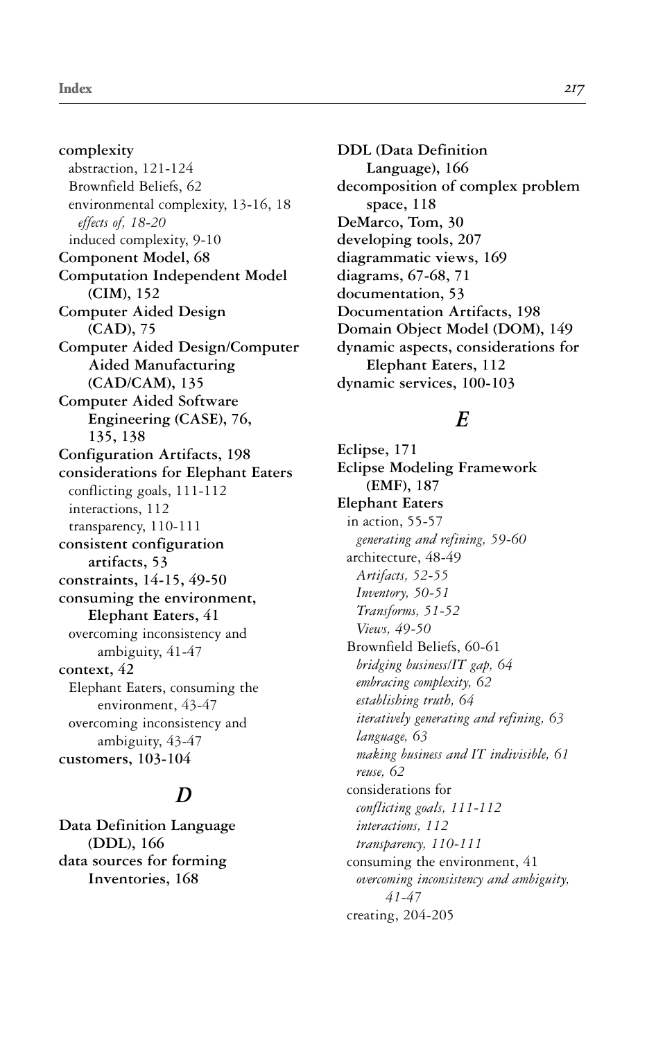**complexity**
- abstraction, 121-124
- Brownfield Beliefs, 62
- environmental complexity, 13-16, 18
  - *effects of, 18-20*
- induced complexity, 9-10

**Component Model, 68**

**Computation Independent Model (CIM), 152**

**Computer Aided Design (CAD), 75**

**Computer Aided Design/Computer Aided Manufacturing (CAD/CAM), 135**

**Computer Aided Software Engineering (CASE), 76, 135, 138**

**Configuration Artifacts, 198**

**considerations for Elephant Eaters**
- conflicting goals, 111-112
- interactions, 112
- transparency, 110-111

**consistent configuration artifacts, 53**

**constraints, 14-15, 49-50**

**consuming the environment, Elephant Eaters, 41**
- overcoming inconsistency and ambiguity, 41-47

**context, 42**
- Elephant Eaters, consuming the environment, 43-47
- overcoming inconsistency and ambiguity, 43-47

**customers, 103-104**

## *D*

**Data Definition Language (DDL), 166**

**data sources for forming Inventories, 168**

**DDL (Data Definition Language), 166**

**decomposition of complex problem space, 118**

**DeMarco, Tom, 30**

**developing tools, 207**

**diagrammatic views, 169**

**diagrams, 67-68, 71**

**documentation, 53**

**Documentation Artifacts, 198**

**Domain Object Model (DOM), 149**

**dynamic aspects, considerations for Elephant Eaters, 112**

**dynamic services, 100-103**

## *E*

**Eclipse, 171**

**Eclipse Modeling Framework (EMF), 187**

**Elephant Eaters**
- in action, 55-57
  - *generating and refining, 59-60*
- architecture, 48-49
  - *Artifacts, 52-55*
  - *Inventory, 50-51*
  - *Transforms, 51-52*
  - *Views, 49-50*
- Brownfield Beliefs, 60-61
  - *bridging business/IT gap, 64*
  - *embracing complexity, 62*
  - *establishing truth, 64*
  - *iteratively generating and refining, 63*
  - *language, 63*
  - *making business and IT indivisible, 61*
  - *reuse, 62*
- considerations for
  - *conflicting goals, 111-112*
  - *interactions, 112*
  - *transparency, 110-111*
- consuming the environment, 41
  - *overcoming inconsistency and ambiguity, 41-47*
- creating, 204-205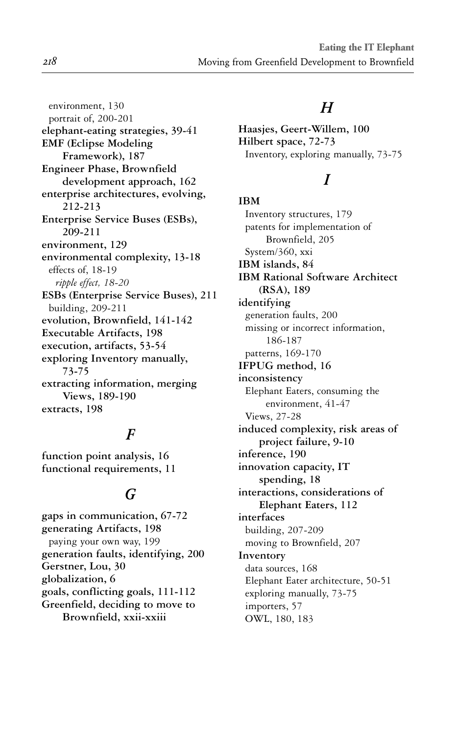environment, 130
portrait of, 200-201
**elephant-eating strategies, 39-41**
**EMF (Eclipse Modeling Framework), 187**
**Engineer Phase, Brownfield development approach, 162**
**enterprise architectures, evolving, 212-213**
**Enterprise Service Buses (ESBs), 209-211**
**environment, 129**
**environmental complexity, 13-18**
effects of, 18-19
*ripple effect, 18-20*
**ESBs (Enterprise Service Buses), 211**
building, 209-211
**evolution, Brownfield, 141-142**
**Executable Artifacts, 198**
**execution, artifacts, 53-54**
**exploring Inventory manually, 73-75**
**extracting information, merging Views, 189-190**
**extracts, 198**

## *F*

**function point analysis, 16**
**functional requirements, 11**

## *G*

**gaps in communication, 67-72**
**generating Artifacts, 198**
paying your own way, 199
**generation faults, identifying, 200**
**Gerstner, Lou, 30**
**globalization, 6**
**goals, conflicting goals, 111-112**
**Greenfield, deciding to move to Brownfield, xxii-xxiii**

## *H*

**Haasjes, Geert-Willem, 100**
**Hilbert space, 72-73**
Inventory, exploring manually, 73-75

## *I*

**IBM**
Inventory structures, 179
patents for implementation of Brownfield, 205
System/360, xxi
**IBM islands, 84**
**IBM Rational Software Architect (RSA), 189**
**identifying**
generation faults, 200
missing or incorrect information, 186-187
patterns, 169-170
**IFPUG method, 16**
**inconsistency**
Elephant Eaters, consuming the environment, 41-47
Views, 27-28
**induced complexity, risk areas of project failure, 9-10**
**inference, 190**
**innovation capacity, IT spending, 18**
**interactions, considerations of Elephant Eaters, 112**
**interfaces**
building, 207-209
moving to Brownfield, 207
**Inventory**
data sources, 168
Elephant Eater architecture, 50-51
exploring manually, 73-75
importers, 57
OWL, 180, 183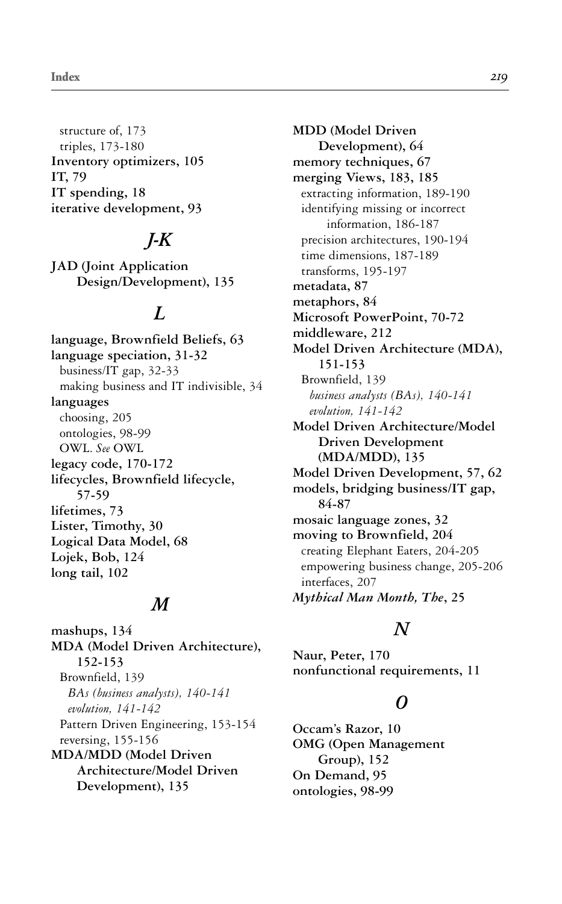structure of, 173
triples, 173-180
**Inventory optimizers, 105**
**IT, 79**
**IT spending, 18**
**iterative development, 93**

## *J-K*

**JAD (Joint Application Design/Development), 135**

## *L*

**language, Brownfield Beliefs, 63**
**language speciation, 31-32**
business/IT gap, 32-33
making business and IT indivisible, 34
**languages**
choosing, 205
ontologies, 98-99
OWL. *See* OWL
**legacy code, 170-172**
**lifecycles, Brownfield lifecycle, 57-59**
**lifetimes, 73**
**Lister, Timothy, 30**
**Logical Data Model, 68**
**Lojek, Bob, 124**
**long tail, 102**

## *M*

**mashups, 134**
**MDA (Model Driven Architecture), 152-153**
Brownfield, 139
*BAs (business analysts), 140-141*
*evolution, 141-142*
Pattern Driven Engineering, 153-154
reversing, 155-156
**MDA/MDD (Model Driven Architecture/Model Driven Development), 135**
**MDD (Model Driven Development), 64**
**memory techniques, 67**
**merging Views, 183, 185**
extracting information, 189-190
identifying missing or incorrect information, 186-187
precision architectures, 190-194
time dimensions, 187-189
transforms, 195-197
**metadata, 87**
**metaphors, 84**
**Microsoft PowerPoint, 70-72**
**middleware, 212**
**Model Driven Architecture (MDA), 151-153**
Brownfield, 139
*business analysts (BAs), 140-141*
*evolution, 141-142*
**Model Driven Architecture/Model Driven Development (MDA/MDD), 135**
**Model Driven Development, 57, 62**
**models, bridging business/IT gap, 84-87**
**mosaic language zones, 32**
**moving to Brownfield, 204**
creating Elephant Eaters, 204-205
empowering business change, 205-206
interfaces, 207
***Mythical Man Month, The*, 25**

## *N*

**Naur, Peter, 170**
**nonfunctional requirements, 11**

## *O*

**Occam's Razor, 10**
**OMG (Open Management Group), 152**
**On Demand, 95**
**ontologies, 98-99**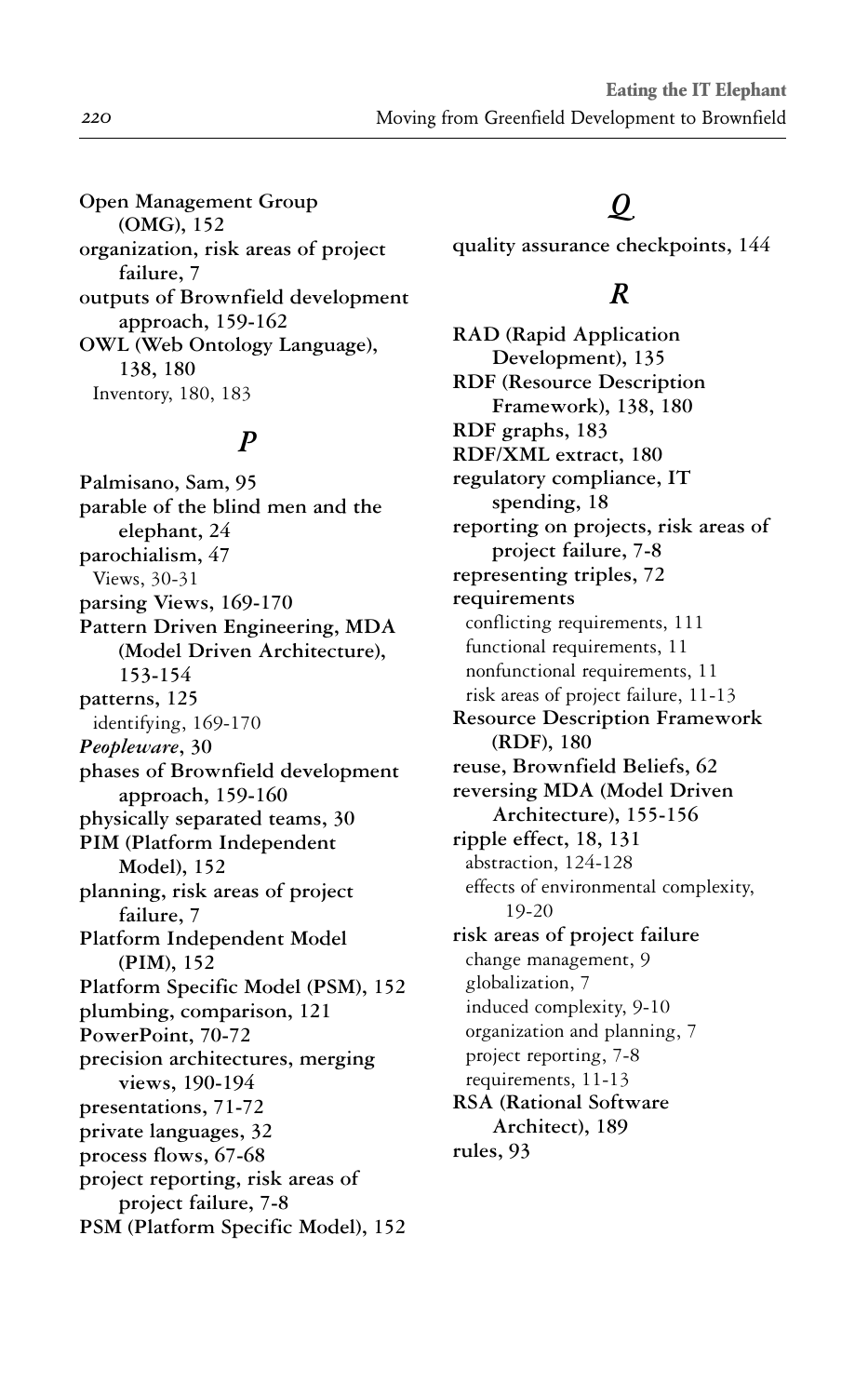**Open Management Group (OMG), 152**
**organization, risk areas of project failure, 7**
**outputs of Brownfield development approach, 159-162**
**OWL (Web Ontology Language), 138, 180**
  Inventory, 180, 183

## *P*

**Palmisano, Sam, 95**
**parable of the blind men and the elephant, 24**
**parochialism, 47**
  Views, 30-31
**parsing Views, 169-170**
**Pattern Driven Engineering, MDA (Model Driven Architecture), 153-154**
**patterns, 125**
  identifying, 169-170
***Peopleware*, 30**
**phases of Brownfield development approach, 159-160**
**physically separated teams, 30**
**PIM (Platform Independent Model), 152**
**planning, risk areas of project failure, 7**
**Platform Independent Model (PIM), 152**
**Platform Specific Model (PSM), 152**
**plumbing, comparison, 121**
**PowerPoint, 70-72**
**precision architectures, merging views, 190-194**
**presentations, 71-72**
**private languages, 32**
**process flows, 67-68**
**project reporting, risk areas of project failure, 7-8**
**PSM (Platform Specific Model), 152**

## *Q*

**quality assurance checkpoints, 144**

## *R*

**RAD (Rapid Application Development), 135**
**RDF (Resource Description Framework), 138, 180**
**RDF graphs, 183**
**RDF/XML extract, 180**
**regulatory compliance, IT spending, 18**
**reporting on projects, risk areas of project failure, 7-8**
**representing triples, 72**
**requirements**
  conflicting requirements, 111
  functional requirements, 11
  nonfunctional requirements, 11
  risk areas of project failure, 11-13
**Resource Description Framework (RDF), 180**
**reuse, Brownfield Beliefs, 62**
**reversing MDA (Model Driven Architecture), 155-156**
**ripple effect, 18, 131**
  abstraction, 124-128
  effects of environmental complexity, 19-20
**risk areas of project failure**
  change management, 9
  globalization, 7
  induced complexity, 9-10
  organization and planning, 7
  project reporting, 7-8
  requirements, 11-13
**RSA (Rational Software Architect), 189**
**rules, 93**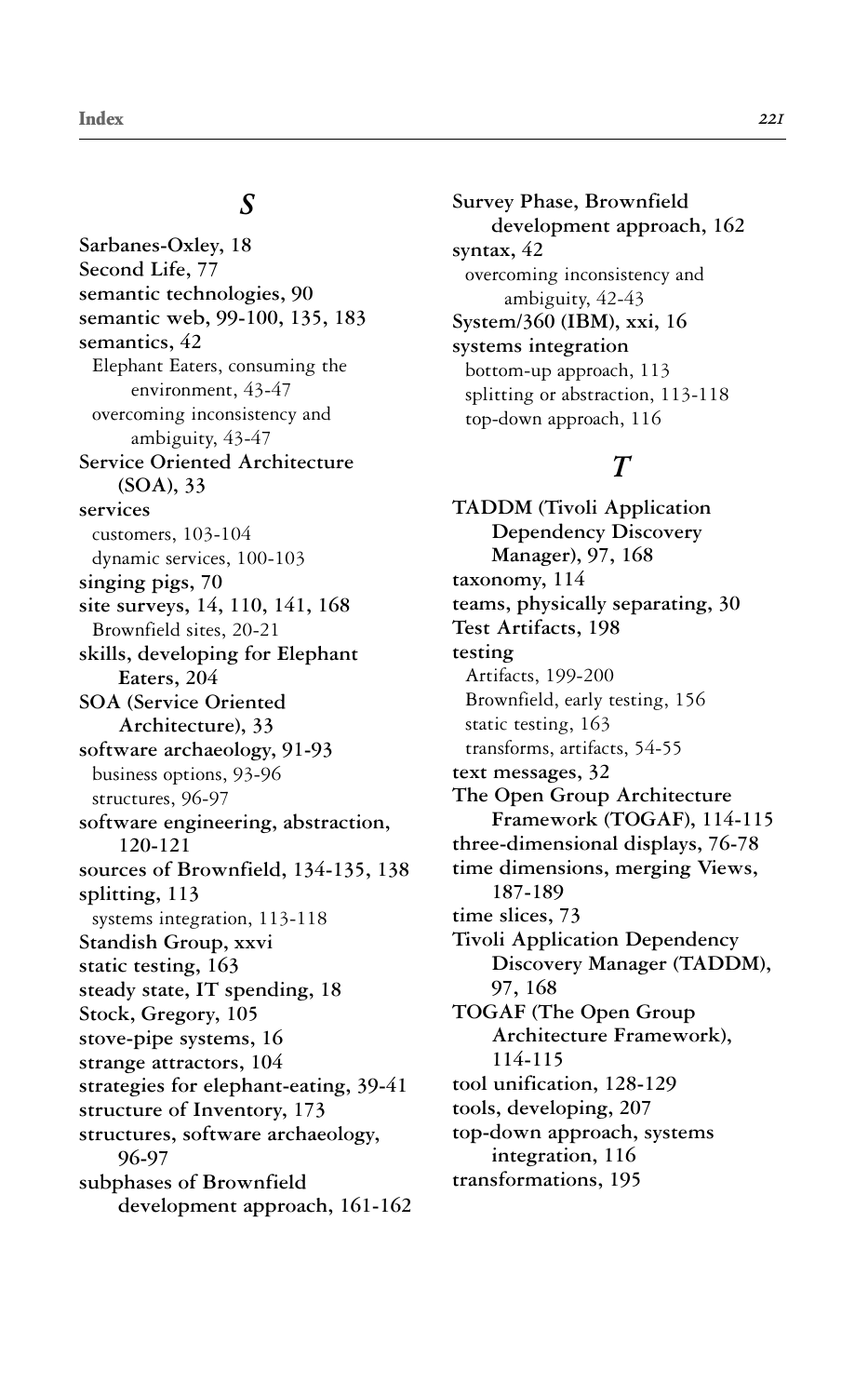## S

**Sarbanes-Oxley, 18**
**Second Life, 77**
**semantic technologies, 90**
**semantic web, 99-100, 135, 183**
**semantics, 42**
- Elephant Eaters, consuming the environment, 43-47
- overcoming inconsistency and ambiguity, 43-47

**Service Oriented Architecture (SOA), 33**
**services**
- customers, 103-104
- dynamic services, 100-103

**singing pigs, 70**
**site surveys, 14, 110, 141, 168**
- Brownfield sites, 20-21

**skills, developing for Elephant Eaters, 204**
**SOA (Service Oriented Architecture), 33**
**software archaeology, 91-93**
- business options, 93-96
- structures, 96-97

**software engineering, abstraction, 120-121**
**sources of Brownfield, 134-135, 138**
**splitting, 113**
- systems integration, 113-118

**Standish Group, xxvi**
**static testing, 163**
**steady state, IT spending, 18**
**Stock, Gregory, 105**
**stove-pipe systems, 16**
**strange attractors, 104**
**strategies for elephant-eating, 39-41**
**structure of Inventory, 173**
**structures, software archaeology, 96-97**
**subphases of Brownfield development approach, 161-162**
**Survey Phase, Brownfield development approach, 162**
**syntax, 42**
- overcoming inconsistency and ambiguity, 42-43

**System/360 (IBM), xxi, 16**
**systems integration**
- bottom-up approach, 113
- splitting or abstraction, 113-118
- top-down approach, 116

## T

**TADDM (Tivoli Application Dependency Discovery Manager), 97, 168**
**taxonomy, 114**
**teams, physically separating, 30**
**Test Artifacts, 198**
**testing**
- Artifacts, 199-200
- Brownfield, early testing, 156
- static testing, 163
- transforms, artifacts, 54-55

**text messages, 32**
**The Open Group Architecture Framework (TOGAF), 114-115**
**three-dimensional displays, 76-78**
**time dimensions, merging Views, 187-189**
**time slices, 73**
**Tivoli Application Dependency Discovery Manager (TADDM), 97, 168**
**TOGAF (The Open Group Architecture Framework), 114-115**
**tool unification, 128-129**
**tools, developing, 207**
**top-down approach, systems integration, 116**
**transformations, 195**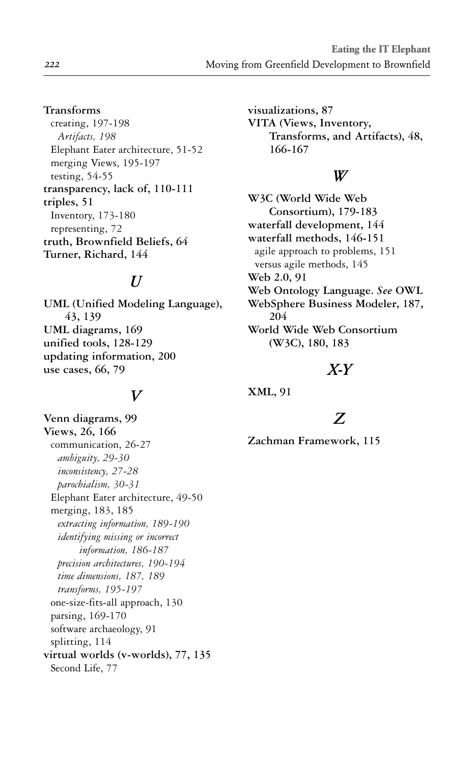**Transforms**

- creating, 197-198
  - *Artifacts, 198*
- Elephant Eater architecture, 51-52
- merging Views, 195-197
- testing, 54-55

**transparency, lack of, 110-111**

**triples, 51**

- Inventory, 173-180
- representing, 72

**truth, Brownfield Beliefs, 64**

**Turner, Richard, 144**

## *U*

**UML (Unified Modeling Language), 43, 139**

**UML diagrams, 169**

**unified tools, 128-129**

**updating information, 200**

**use cases, 66, 79**

## *V*

**Venn diagrams, 99**

**Views, 26, 166**

- communication, 26-27
  - *ambiguity, 29-30*
  - *inconsistency, 27-28*
  - *parochialism, 30-31*
- Elephant Eater architecture, 49-50
- merging, 183, 185
  - *extracting information, 189-190*
  - *identifying missing or incorrect information, 186-187*
  - *precision architectures, 190-194*
  - *time dimensions, 187, 189*
  - *transforms, 195-197*
- one-size-fits-all approach, 130
- parsing, 169-170
- software archaeology, 91
- splitting, 114

**virtual worlds (v-worlds), 77, 135**

- Second Life, 77

**visualizations, 87**

**VITA (Views, Inventory, Transforms, and Artifacts), 48, 166-167**

## *W*

**W3C (World Wide Web Consortium), 179-183**

**waterfall development, 144**

**waterfall methods, 146-151**

- agile approach to problems, 151
- versus agile methods, 145

**Web 2.0, 91**

**Web Ontology Language. *See* OWL**

**WebSphere Business Modeler, 187, 204**

**World Wide Web Consortium (W3C), 180, 183**

## *X-Y*

**XML, 91**

## *Z*

**Zachman Framework, 115**